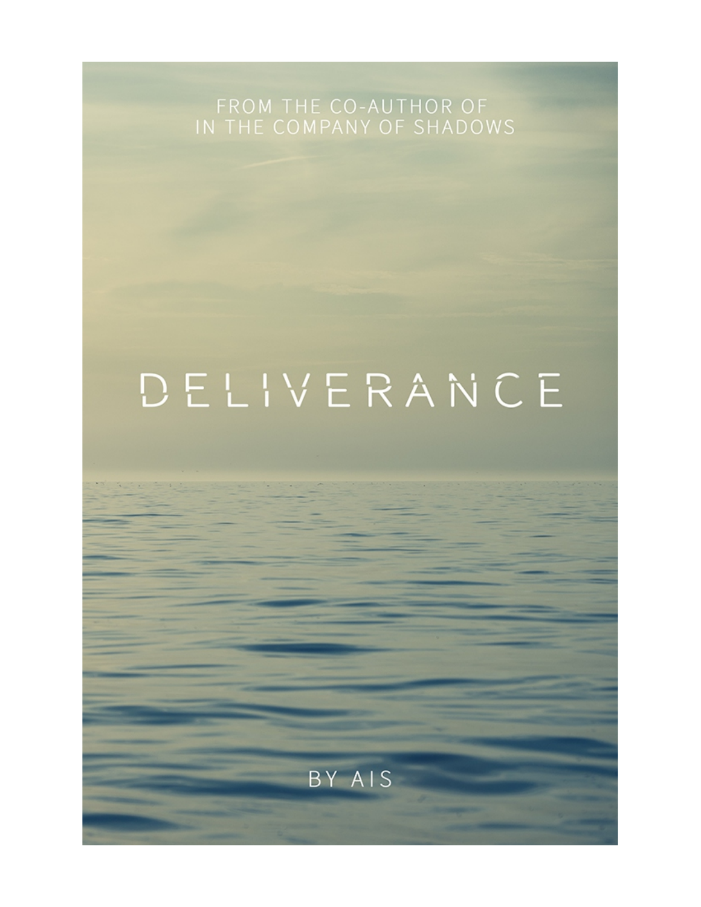FROM THE CO-AUTHOR OF
IN THE COMPANY OF SHADOWS

# DELIVERANCE

BY AIS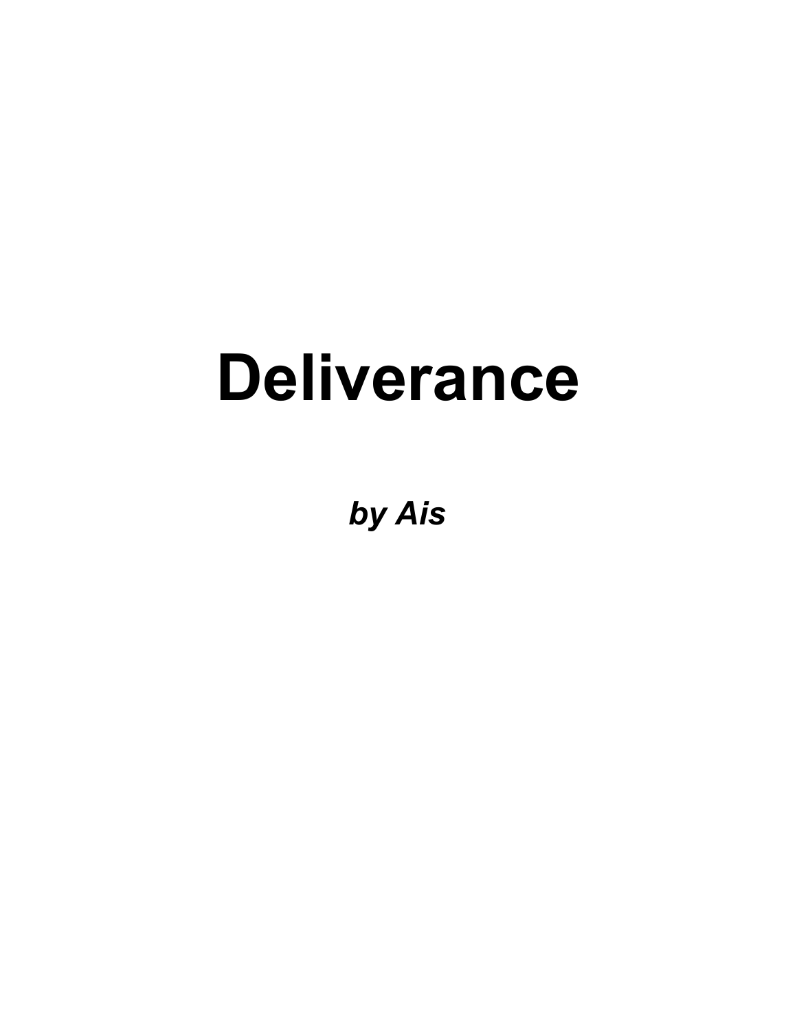# Deliverance

***by Ais***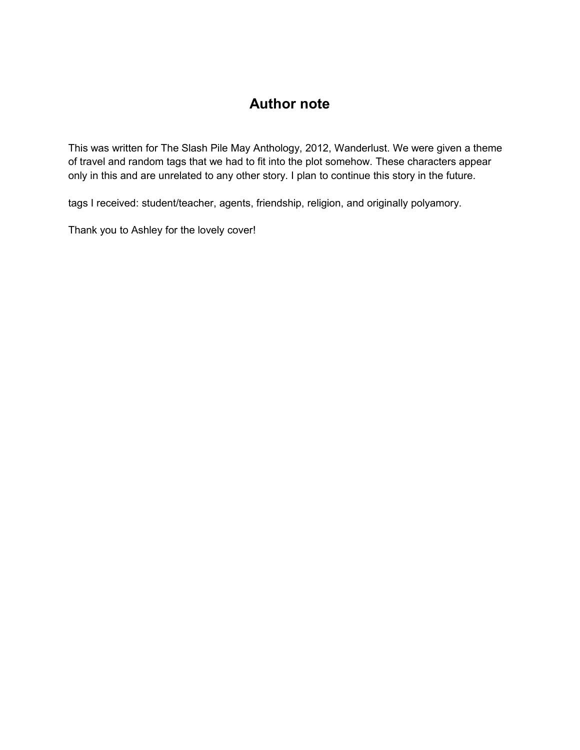# Author note

This was written for The Slash Pile May Anthology, 2012, Wanderlust. We were given a theme of travel and random tags that we had to fit into the plot somehow. These characters appear only in this and are unrelated to any other story. I plan to continue this story in the future.

tags I received: student/teacher, agents, friendship, religion, and originally polyamory.

Thank you to Ashley for the lovely cover!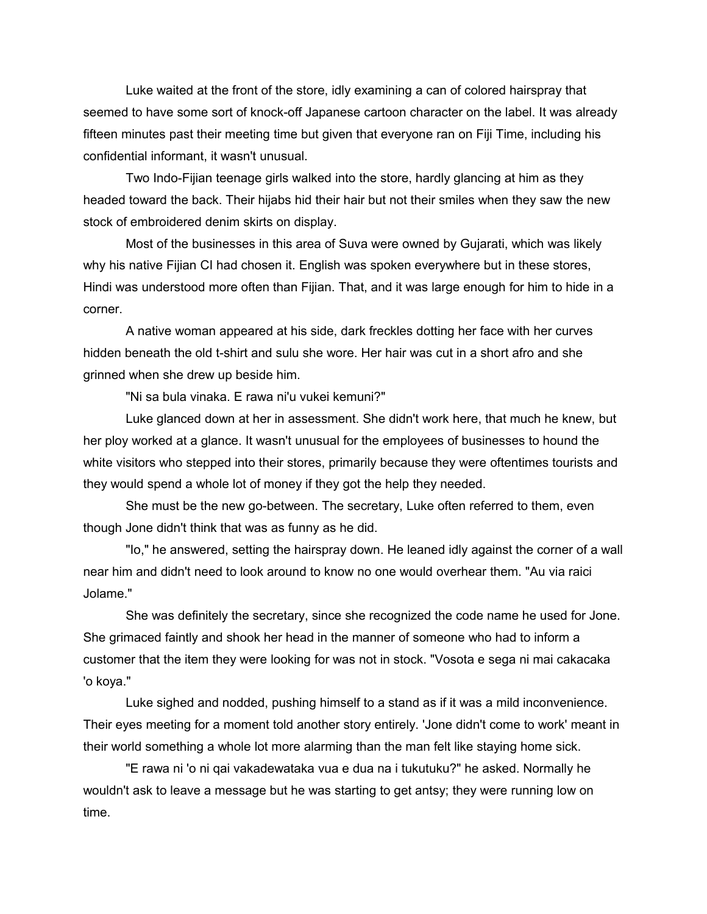Luke waited at the front of the store, idly examining a can of colored hairspray that seemed to have some sort of knock-off Japanese cartoon character on the label. It was already fifteen minutes past their meeting time but given that everyone ran on Fiji Time, including his confidential informant, it wasn't unusual.

Two Indo-Fijian teenage girls walked into the store, hardly glancing at him as they headed toward the back. Their hijabs hid their hair but not their smiles when they saw the new stock of embroidered denim skirts on display.

Most of the businesses in this area of Suva were owned by Gujarati, which was likely why his native Fijian CI had chosen it. English was spoken everywhere but in these stores, Hindi was understood more often than Fijian. That, and it was large enough for him to hide in a corner.

A native woman appeared at his side, dark freckles dotting her face with her curves hidden beneath the old t-shirt and sulu she wore. Her hair was cut in a short afro and she grinned when she drew up beside him.

"Ni sa bula vinaka. E rawa ni'u vukei kemuni?"

Luke glanced down at her in assessment. She didn't work here, that much he knew, but her ploy worked at a glance. It wasn't unusual for the employees of businesses to hound the white visitors who stepped into their stores, primarily because they were oftentimes tourists and they would spend a whole lot of money if they got the help they needed.

She must be the new go-between. The secretary, Luke often referred to them, even though Jone didn't think that was as funny as he did.

"Io," he answered, setting the hairspray down. He leaned idly against the corner of a wall near him and didn't need to look around to know no one would overhear them. "Au via raici Jolame."

She was definitely the secretary, since she recognized the code name he used for Jone. She grimaced faintly and shook her head in the manner of someone who had to inform a customer that the item they were looking for was not in stock. "Vosota e sega ni mai cakacaka 'o koya."

Luke sighed and nodded, pushing himself to a stand as if it was a mild inconvenience. Their eyes meeting for a moment told another story entirely. 'Jone didn't come to work' meant in their world something a whole lot more alarming than the man felt like staying home sick.

"E rawa ni 'o ni qai vakadewataka vua e dua na i tukutuku?" he asked. Normally he wouldn't ask to leave a message but he was starting to get antsy; they were running low on time.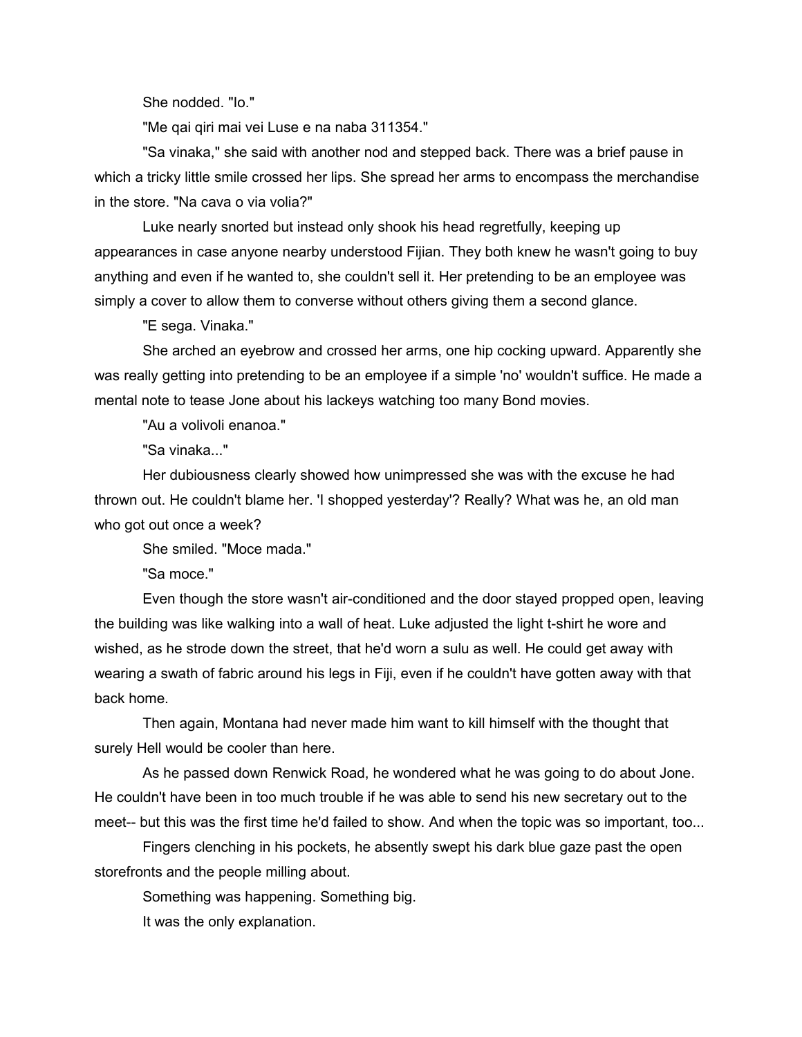She nodded. "Io."

"Me qai qiri mai vei Luse e na naba 311354."

"Sa vinaka," she said with another nod and stepped back. There was a brief pause in which a tricky little smile crossed her lips. She spread her arms to encompass the merchandise in the store. "Na cava o via volia?"

Luke nearly snorted but instead only shook his head regretfully, keeping up appearances in case anyone nearby understood Fijian. They both knew he wasn't going to buy anything and even if he wanted to, she couldn't sell it. Her pretending to be an employee was simply a cover to allow them to converse without others giving them a second glance.

"E sega. Vinaka."

She arched an eyebrow and crossed her arms, one hip cocking upward. Apparently she was really getting into pretending to be an employee if a simple 'no' wouldn't suffice. He made a mental note to tease Jone about his lackeys watching too many Bond movies.

"Au a volivoli enanoa."

"Sa vinaka..."

Her dubiousness clearly showed how unimpressed she was with the excuse he had thrown out. He couldn't blame her. 'I shopped yesterday'? Really? What was he, an old man who got out once a week?

She smiled. "Moce mada."

"Sa moce."

Even though the store wasn't air-conditioned and the door stayed propped open, leaving the building was like walking into a wall of heat. Luke adjusted the light t-shirt he wore and wished, as he strode down the street, that he'd worn a sulu as well. He could get away with wearing a swath of fabric around his legs in Fiji, even if he couldn't have gotten away with that back home.

Then again, Montana had never made him want to kill himself with the thought that surely Hell would be cooler than here.

As he passed down Renwick Road, he wondered what he was going to do about Jone. He couldn't have been in too much trouble if he was able to send his new secretary out to the meet-- but this was the first time he'd failed to show. And when the topic was so important, too...

Fingers clenching in his pockets, he absently swept his dark blue gaze past the open storefronts and the people milling about.

Something was happening. Something big.

It was the only explanation.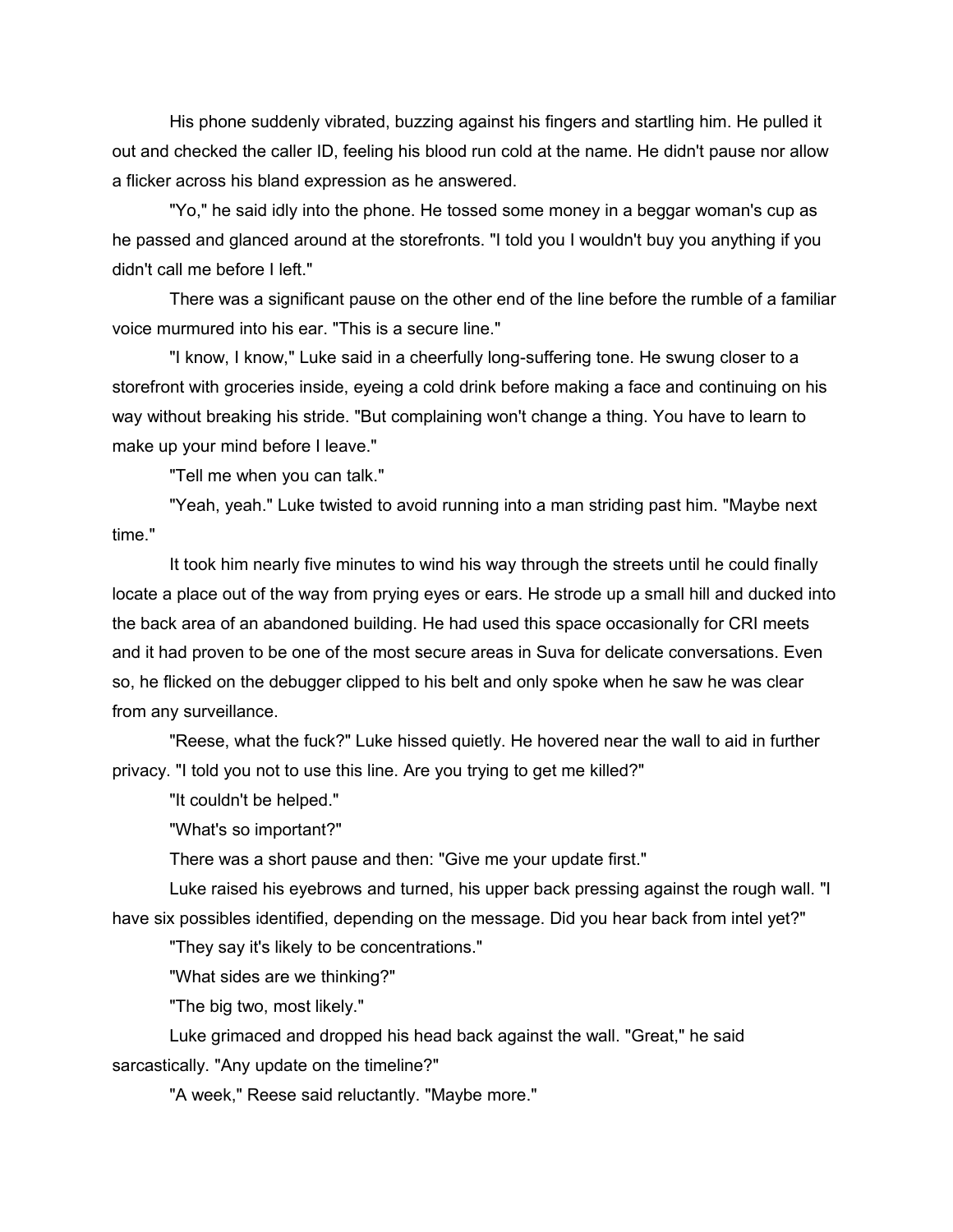His phone suddenly vibrated, buzzing against his fingers and startling him. He pulled it out and checked the caller ID, feeling his blood run cold at the name. He didn't pause nor allow a flicker across his bland expression as he answered.

"Yo," he said idly into the phone. He tossed some money in a beggar woman's cup as he passed and glanced around at the storefronts. "I told you I wouldn't buy you anything if you didn't call me before I left."

There was a significant pause on the other end of the line before the rumble of a familiar voice murmured into his ear. "This is a secure line."

"I know, I know," Luke said in a cheerfully long-suffering tone. He swung closer to a storefront with groceries inside, eyeing a cold drink before making a face and continuing on his way without breaking his stride. "But complaining won't change a thing. You have to learn to make up your mind before I leave."

"Tell me when you can talk."

"Yeah, yeah." Luke twisted to avoid running into a man striding past him. "Maybe next time."

It took him nearly five minutes to wind his way through the streets until he could finally locate a place out of the way from prying eyes or ears. He strode up a small hill and ducked into the back area of an abandoned building. He had used this space occasionally for CRI meets and it had proven to be one of the most secure areas in Suva for delicate conversations. Even so, he flicked on the debugger clipped to his belt and only spoke when he saw he was clear from any surveillance.

"Reese, what the fuck?" Luke hissed quietly. He hovered near the wall to aid in further privacy. "I told you not to use this line. Are you trying to get me killed?"

"It couldn't be helped."

"What's so important?"

There was a short pause and then: "Give me your update first."

Luke raised his eyebrows and turned, his upper back pressing against the rough wall. "I have six possibles identified, depending on the message. Did you hear back from intel yet?"

"They say it's likely to be concentrations."

"What sides are we thinking?"

"The big two, most likely."

Luke grimaced and dropped his head back against the wall. "Great," he said sarcastically. "Any update on the timeline?"

"A week," Reese said reluctantly. "Maybe more."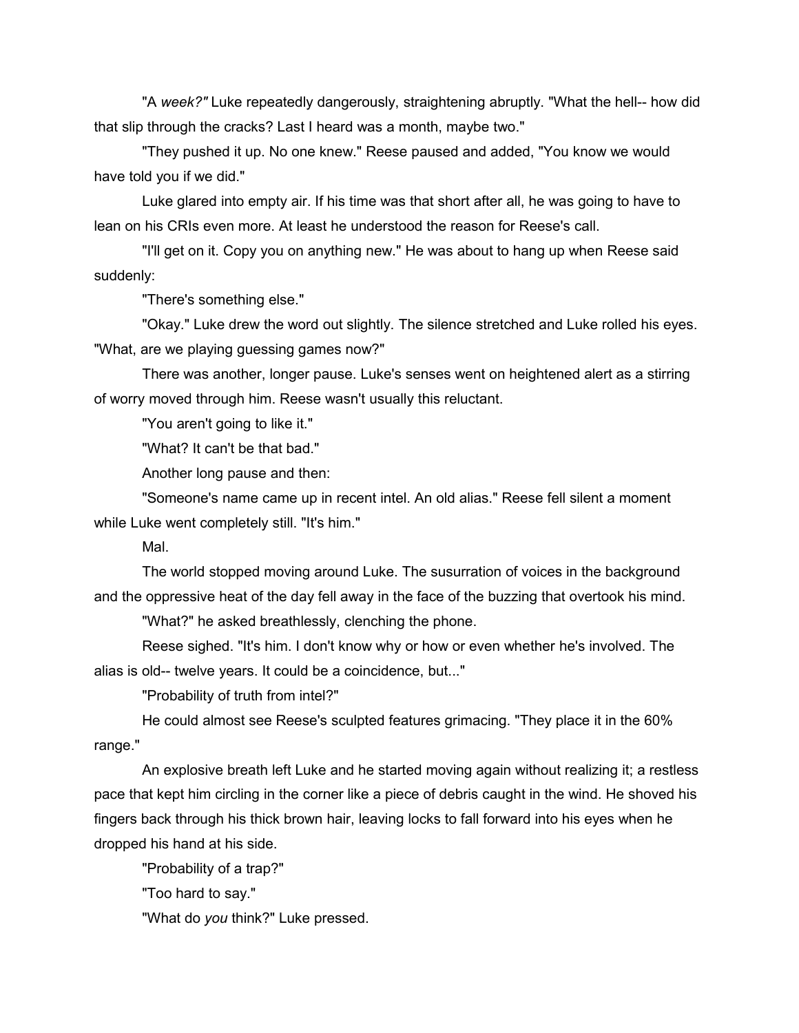"A *week?"* Luke repeatedly dangerously, straightening abruptly. "What the hell-- how did that slip through the cracks? Last I heard was a month, maybe two."

"They pushed it up. No one knew." Reese paused and added, "You know we would have told you if we did."

Luke glared into empty air. If his time was that short after all, he was going to have to lean on his CRIs even more. At least he understood the reason for Reese's call.

"I'll get on it. Copy you on anything new." He was about to hang up when Reese said suddenly:

"There's something else."

"Okay." Luke drew the word out slightly. The silence stretched and Luke rolled his eyes. "What, are we playing guessing games now?"

There was another, longer pause. Luke's senses went on heightened alert as a stirring of worry moved through him. Reese wasn't usually this reluctant.

"You aren't going to like it."

"What? It can't be that bad."

Another long pause and then:

"Someone's name came up in recent intel. An old alias." Reese fell silent a moment while Luke went completely still. "It's him."

Mal.

The world stopped moving around Luke. The susurration of voices in the background and the oppressive heat of the day fell away in the face of the buzzing that overtook his mind.

"What?" he asked breathlessly, clenching the phone.

Reese sighed. "It's him. I don't know why or how or even whether he's involved. The alias is old-- twelve years. It could be a coincidence, but..."

"Probability of truth from intel?"

He could almost see Reese's sculpted features grimacing. "They place it in the 60% range."

An explosive breath left Luke and he started moving again without realizing it; a restless pace that kept him circling in the corner like a piece of debris caught in the wind. He shoved his fingers back through his thick brown hair, leaving locks to fall forward into his eyes when he dropped his hand at his side.

"Probability of a trap?"

"Too hard to say."

"What do *you* think?" Luke pressed.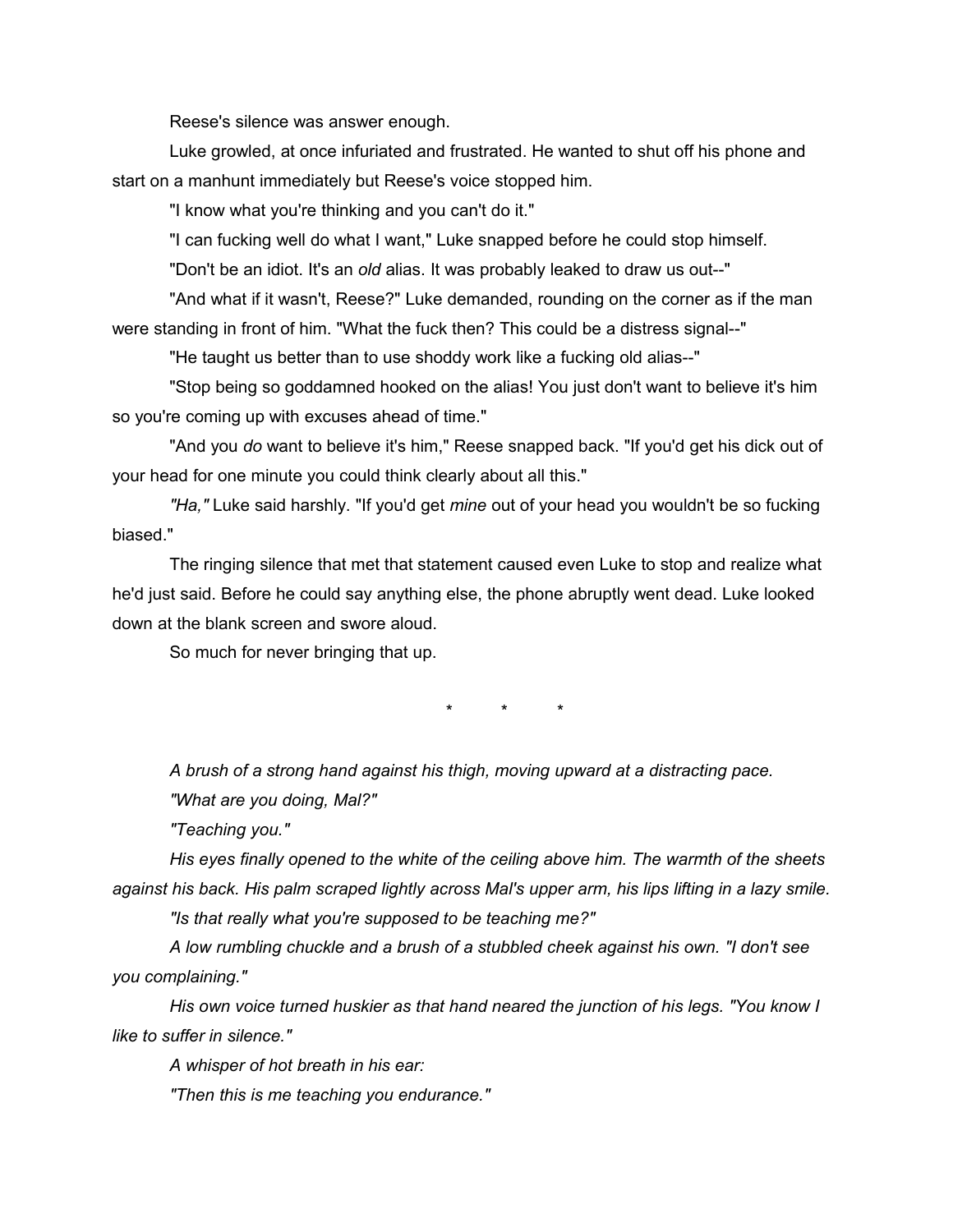Reese's silence was answer enough.

Luke growled, at once infuriated and frustrated. He wanted to shut off his phone and start on a manhunt immediately but Reese's voice stopped him.

"I know what you're thinking and you can't do it."

"I can fucking well do what I want," Luke snapped before he could stop himself.

"Don't be an idiot. It's an *old* alias. It was probably leaked to draw us out--"

"And what if it wasn't, Reese?" Luke demanded, rounding on the corner as if the man were standing in front of him. "What the fuck then? This could be a distress signal--"

"He taught us better than to use shoddy work like a fucking old alias--"

"Stop being so goddamned hooked on the alias! You just don't want to believe it's him so you're coming up with excuses ahead of time."

"And you *do* want to believe it's him," Reese snapped back. "If you'd get his dick out of your head for one minute you could think clearly about all this."

*"Ha,"* Luke said harshly. "If you'd get *mine* out of your head you wouldn't be so fucking biased."

The ringing silence that met that statement caused even Luke to stop and realize what he'd just said. Before he could say anything else, the phone abruptly went dead. Luke looked down at the blank screen and swore aloud.

So much for never bringing that up.

\* \* \*

*A brush of a strong hand against his thigh, moving upward at a distracting pace.*

*"What are you doing, Mal?"*

*"Teaching you."*

*His eyes finally opened to the white of the ceiling above him. The warmth of the sheets against his back. His palm scraped lightly across Mal's upper arm, his lips lifting in a lazy smile.*

*"Is that really what you're supposed to be teaching me?"*

*A low rumbling chuckle and a brush of a stubbled cheek against his own. "I don't see you complaining."*

*His own voice turned huskier as that hand neared the junction of his legs. "You know I like to suffer in silence."*

*A whisper of hot breath in his ear:*

*"Then this is me teaching you endurance."*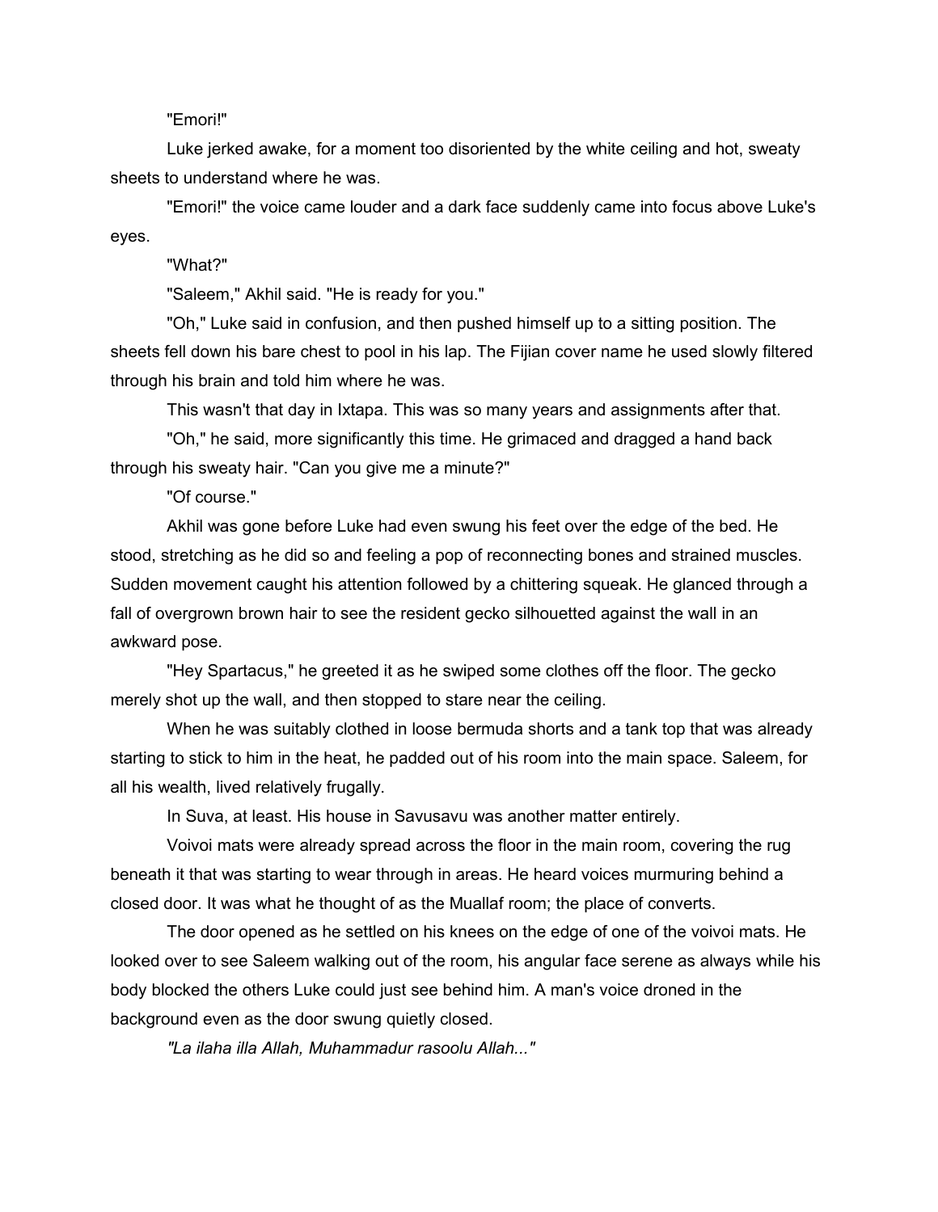"Emori!"

Luke jerked awake, for a moment too disoriented by the white ceiling and hot, sweaty sheets to understand where he was.

"Emori!" the voice came louder and a dark face suddenly came into focus above Luke's eyes.

"What?"

"Saleem," Akhil said. "He is ready for you."

"Oh," Luke said in confusion, and then pushed himself up to a sitting position. The sheets fell down his bare chest to pool in his lap. The Fijian cover name he used slowly filtered through his brain and told him where he was.

This wasn't that day in Ixtapa. This was so many years and assignments after that.

"Oh," he said, more significantly this time. He grimaced and dragged a hand back through his sweaty hair. "Can you give me a minute?"

"Of course."

Akhil was gone before Luke had even swung his feet over the edge of the bed. He stood, stretching as he did so and feeling a pop of reconnecting bones and strained muscles. Sudden movement caught his attention followed by a chittering squeak. He glanced through a fall of overgrown brown hair to see the resident gecko silhouetted against the wall in an awkward pose.

"Hey Spartacus," he greeted it as he swiped some clothes off the floor. The gecko merely shot up the wall, and then stopped to stare near the ceiling.

When he was suitably clothed in loose bermuda shorts and a tank top that was already starting to stick to him in the heat, he padded out of his room into the main space. Saleem, for all his wealth, lived relatively frugally.

In Suva, at least. His house in Savusavu was another matter entirely.

Voivoi mats were already spread across the floor in the main room, covering the rug beneath it that was starting to wear through in areas. He heard voices murmuring behind a closed door. It was what he thought of as the Muallaf room; the place of converts.

The door opened as he settled on his knees on the edge of one of the voivoi mats. He looked over to see Saleem walking out of the room, his angular face serene as always while his body blocked the others Luke could just see behind him. A man's voice droned in the background even as the door swung quietly closed.

*"La ilaha illa Allah, Muhammadur rasoolu Allah..."*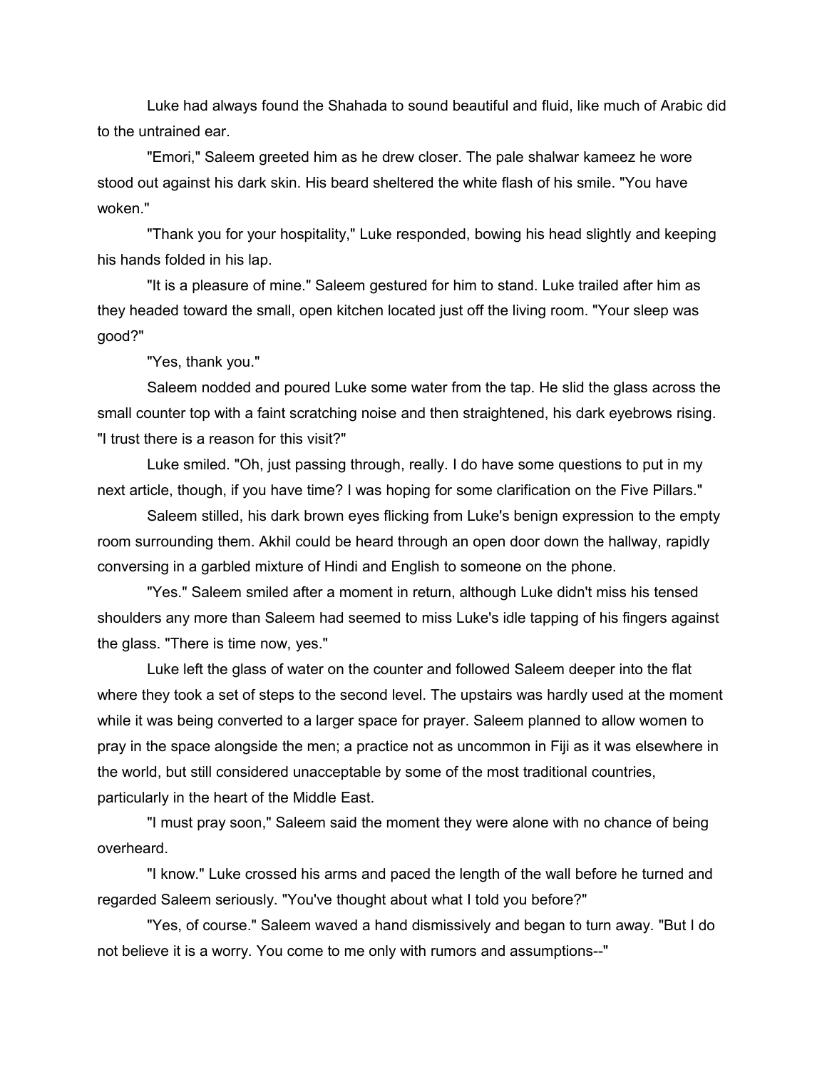Luke had always found the Shahada to sound beautiful and fluid, like much of Arabic did to the untrained ear.

"Emori," Saleem greeted him as he drew closer. The pale shalwar kameez he wore stood out against his dark skin. His beard sheltered the white flash of his smile. "You have woken."

"Thank you for your hospitality," Luke responded, bowing his head slightly and keeping his hands folded in his lap.

"It is a pleasure of mine." Saleem gestured for him to stand. Luke trailed after him as they headed toward the small, open kitchen located just off the living room. "Your sleep was good?"

"Yes, thank you."

Saleem nodded and poured Luke some water from the tap. He slid the glass across the small counter top with a faint scratching noise and then straightened, his dark eyebrows rising. "I trust there is a reason for this visit?"

Luke smiled. "Oh, just passing through, really. I do have some questions to put in my next article, though, if you have time? I was hoping for some clarification on the Five Pillars."

Saleem stilled, his dark brown eyes flicking from Luke's benign expression to the empty room surrounding them. Akhil could be heard through an open door down the hallway, rapidly conversing in a garbled mixture of Hindi and English to someone on the phone.

"Yes." Saleem smiled after a moment in return, although Luke didn't miss his tensed shoulders any more than Saleem had seemed to miss Luke's idle tapping of his fingers against the glass. "There is time now, yes."

Luke left the glass of water on the counter and followed Saleem deeper into the flat where they took a set of steps to the second level. The upstairs was hardly used at the moment while it was being converted to a larger space for prayer. Saleem planned to allow women to pray in the space alongside the men; a practice not as uncommon in Fiji as it was elsewhere in the world, but still considered unacceptable by some of the most traditional countries, particularly in the heart of the Middle East.

"I must pray soon," Saleem said the moment they were alone with no chance of being overheard.

"I know." Luke crossed his arms and paced the length of the wall before he turned and regarded Saleem seriously. "You've thought about what I told you before?"

"Yes, of course." Saleem waved a hand dismissively and began to turn away. "But I do not believe it is a worry. You come to me only with rumors and assumptions--"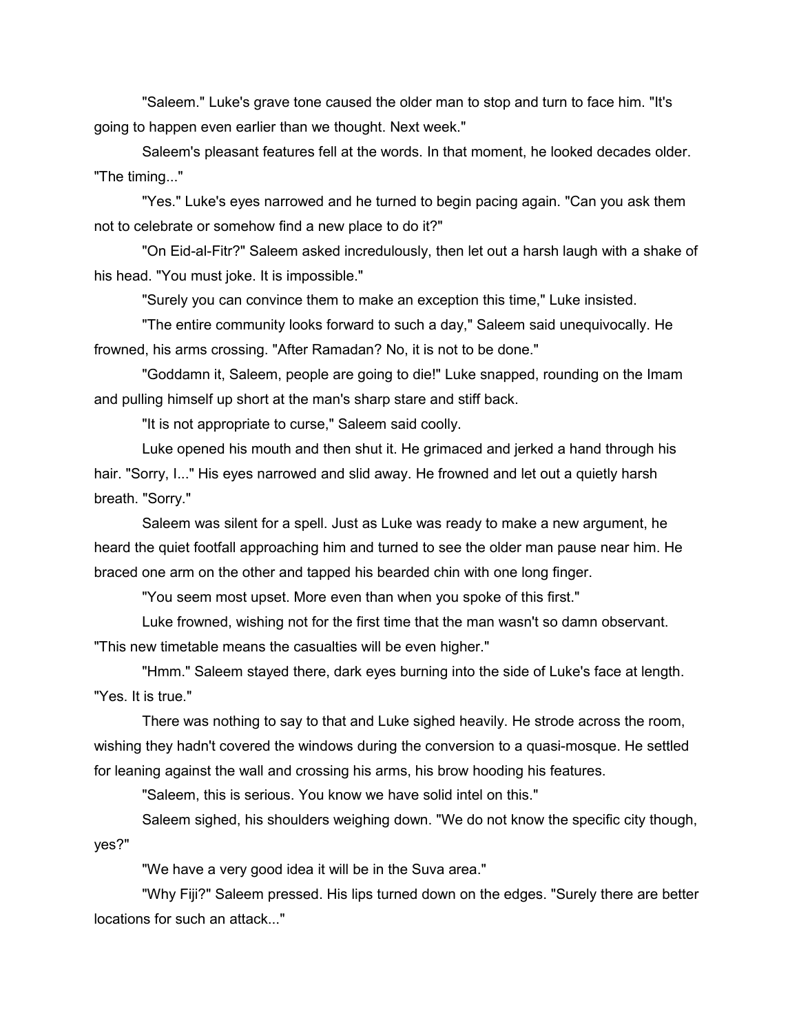"Saleem." Luke's grave tone caused the older man to stop and turn to face him. "It's going to happen even earlier than we thought. Next week."

Saleem's pleasant features fell at the words. In that moment, he looked decades older. "The timing..."

"Yes." Luke's eyes narrowed and he turned to begin pacing again. "Can you ask them not to celebrate or somehow find a new place to do it?"

"On Eid-al-Fitr?" Saleem asked incredulously, then let out a harsh laugh with a shake of his head. "You must joke. It is impossible."

"Surely you can convince them to make an exception this time," Luke insisted.

"The entire community looks forward to such a day," Saleem said unequivocally. He frowned, his arms crossing. "After Ramadan? No, it is not to be done."

"Goddamn it, Saleem, people are going to die!" Luke snapped, rounding on the Imam and pulling himself up short at the man's sharp stare and stiff back.

"It is not appropriate to curse," Saleem said coolly.

Luke opened his mouth and then shut it. He grimaced and jerked a hand through his hair. "Sorry, I..." His eyes narrowed and slid away. He frowned and let out a quietly harsh breath. "Sorry."

Saleem was silent for a spell. Just as Luke was ready to make a new argument, he heard the quiet footfall approaching him and turned to see the older man pause near him. He braced one arm on the other and tapped his bearded chin with one long finger.

"You seem most upset. More even than when you spoke of this first."

Luke frowned, wishing not for the first time that the man wasn't so damn observant. "This new timetable means the casualties will be even higher."

"Hmm." Saleem stayed there, dark eyes burning into the side of Luke's face at length. "Yes. It is true."

There was nothing to say to that and Luke sighed heavily. He strode across the room, wishing they hadn't covered the windows during the conversion to a quasi-mosque. He settled for leaning against the wall and crossing his arms, his brow hooding his features.

"Saleem, this is serious. You know we have solid intel on this."

Saleem sighed, his shoulders weighing down. "We do not know the specific city though, yes?"

"We have a very good idea it will be in the Suva area."

"Why Fiji?" Saleem pressed. His lips turned down on the edges. "Surely there are better locations for such an attack..."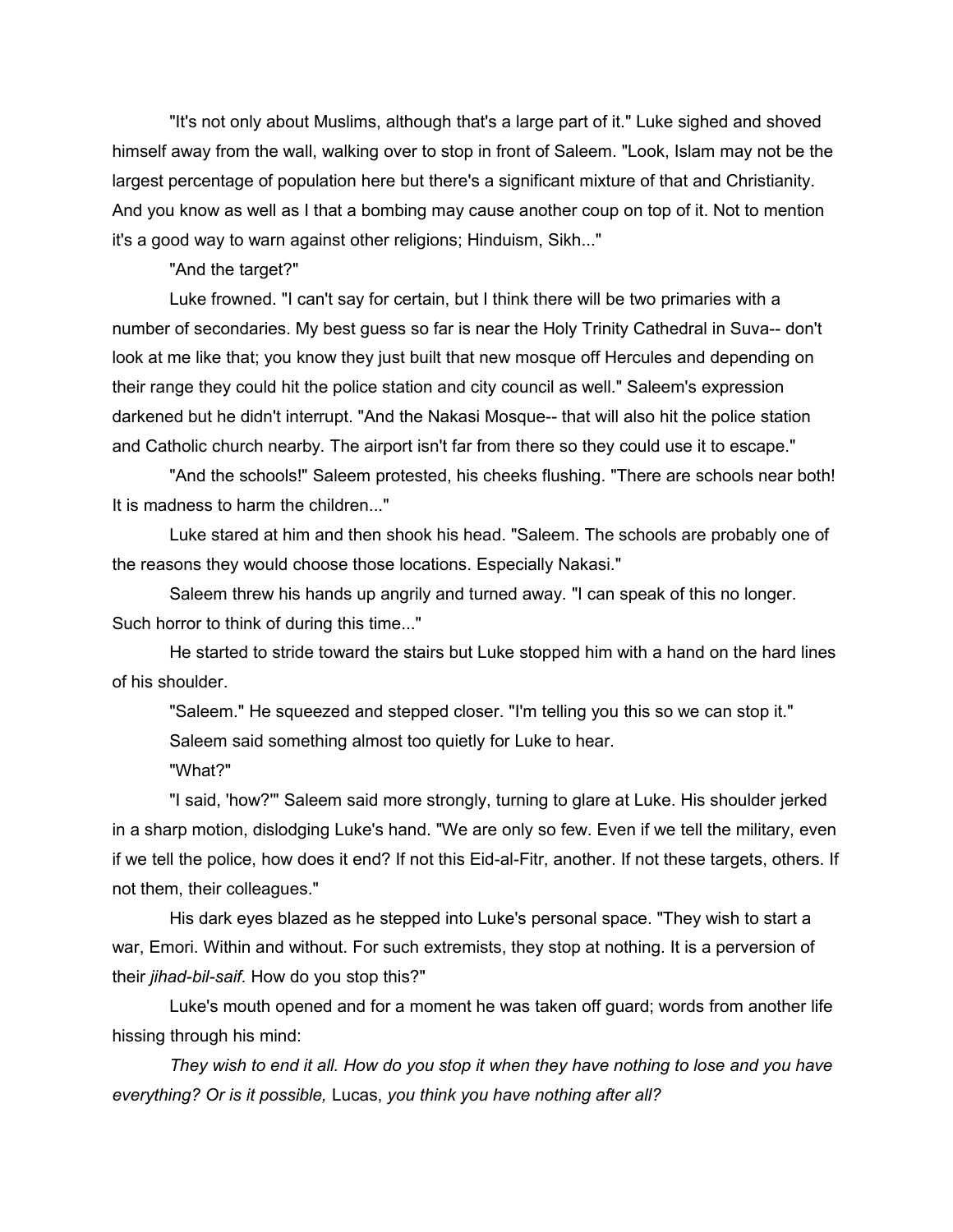"It's not only about Muslims, although that's a large part of it." Luke sighed and shoved himself away from the wall, walking over to stop in front of Saleem. "Look, Islam may not be the largest percentage of population here but there's a significant mixture of that and Christianity. And you know as well as I that a bombing may cause another coup on top of it. Not to mention it's a good way to warn against other religions; Hinduism, Sikh..."

"And the target?"

Luke frowned. "I can't say for certain, but I think there will be two primaries with a number of secondaries. My best guess so far is near the Holy Trinity Cathedral in Suva-- don't look at me like that; you know they just built that new mosque off Hercules and depending on their range they could hit the police station and city council as well." Saleem's expression darkened but he didn't interrupt. "And the Nakasi Mosque-- that will also hit the police station and Catholic church nearby. The airport isn't far from there so they could use it to escape."

"And the schools!" Saleem protested, his cheeks flushing. "There are schools near both! It is madness to harm the children..."

Luke stared at him and then shook his head. "Saleem. The schools are probably one of the reasons they would choose those locations. Especially Nakasi."

Saleem threw his hands up angrily and turned away. "I can speak of this no longer. Such horror to think of during this time..."

He started to stride toward the stairs but Luke stopped him with a hand on the hard lines of his shoulder.

"Saleem." He squeezed and stepped closer. "I'm telling you this so we can stop it."

Saleem said something almost too quietly for Luke to hear.

"What?"

"I said, 'how?'" Saleem said more strongly, turning to glare at Luke. His shoulder jerked in a sharp motion, dislodging Luke's hand. "We are only so few. Even if we tell the military, even if we tell the police, how does it end? If not this Eid-al-Fitr, another. If not these targets, others. If not them, their colleagues."

His dark eyes blazed as he stepped into Luke's personal space. "They wish to start a war, Emori. Within and without. For such extremists, they stop at nothing. It is a perversion of their *jihad-bil-saif.* How do you stop this?"

Luke's mouth opened and for a moment he was taken off guard; words from another life hissing through his mind:

*They wish to end it all. How do you stop it when they have nothing to lose and you have everything? Or is it possible,* Lucas, *you think you have nothing after all?*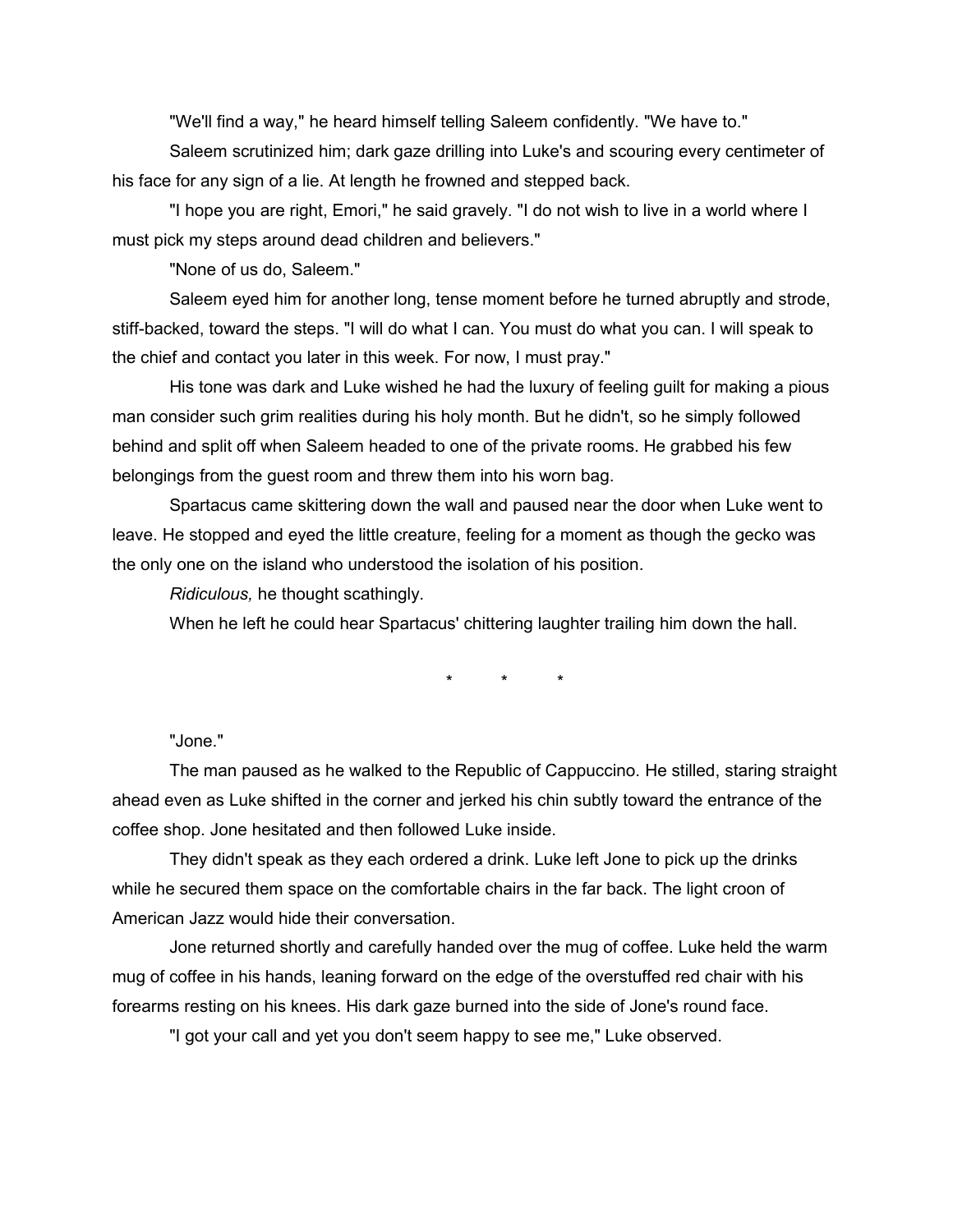"We'll find a way," he heard himself telling Saleem confidently. "We have to."

Saleem scrutinized him; dark gaze drilling into Luke's and scouring every centimeter of his face for any sign of a lie. At length he frowned and stepped back.

"I hope you are right, Emori," he said gravely. "I do not wish to live in a world where I must pick my steps around dead children and believers."

"None of us do, Saleem."

Saleem eyed him for another long, tense moment before he turned abruptly and strode, stiff-backed, toward the steps. "I will do what I can. You must do what you can. I will speak to the chief and contact you later in this week. For now, I must pray."

His tone was dark and Luke wished he had the luxury of feeling guilt for making a pious man consider such grim realities during his holy month. But he didn't, so he simply followed behind and split off when Saleem headed to one of the private rooms. He grabbed his few belongings from the guest room and threw them into his worn bag.

Spartacus came skittering down the wall and paused near the door when Luke went to leave. He stopped and eyed the little creature, feeling for a moment as though the gecko was the only one on the island who understood the isolation of his position.

*Ridiculous,* he thought scathingly.

When he left he could hear Spartacus' chittering laughter trailing him down the hall.

\* \* \*

"Jone."

The man paused as he walked to the Republic of Cappuccino. He stilled, staring straight ahead even as Luke shifted in the corner and jerked his chin subtly toward the entrance of the coffee shop. Jone hesitated and then followed Luke inside.

They didn't speak as they each ordered a drink. Luke left Jone to pick up the drinks while he secured them space on the comfortable chairs in the far back. The light croon of American Jazz would hide their conversation.

Jone returned shortly and carefully handed over the mug of coffee. Luke held the warm mug of coffee in his hands, leaning forward on the edge of the overstuffed red chair with his forearms resting on his knees. His dark gaze burned into the side of Jone's round face.

"I got your call and yet you don't seem happy to see me," Luke observed.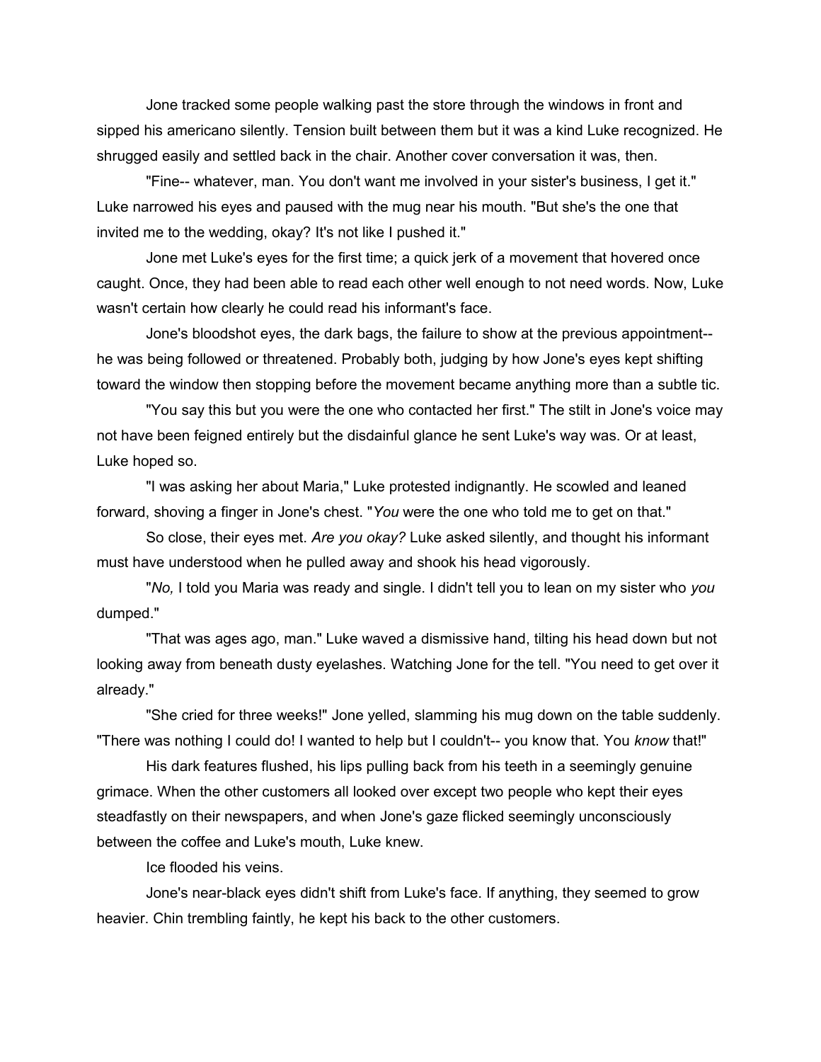Jone tracked some people walking past the store through the windows in front and sipped his americano silently. Tension built between them but it was a kind Luke recognized. He shrugged easily and settled back in the chair. Another cover conversation it was, then.

"Fine-- whatever, man. You don't want me involved in your sister's business, I get it." Luke narrowed his eyes and paused with the mug near his mouth. "But she's the one that invited me to the wedding, okay? It's not like I pushed it."

Jone met Luke's eyes for the first time; a quick jerk of a movement that hovered once caught. Once, they had been able to read each other well enough to not need words. Now, Luke wasn't certain how clearly he could read his informant's face.

Jone's bloodshot eyes, the dark bags, the failure to show at the previous appointment-- he was being followed or threatened. Probably both, judging by how Jone's eyes kept shifting toward the window then stopping before the movement became anything more than a subtle tic.

"You say this but you were the one who contacted her first." The stilt in Jone's voice may not have been feigned entirely but the disdainful glance he sent Luke's way was. Or at least, Luke hoped so.

"I was asking her about Maria," Luke protested indignantly. He scowled and leaned forward, shoving a finger in Jone's chest. "*You* were the one who told me to get on that."

So close, their eyes met. *Are you okay?* Luke asked silently, and thought his informant must have understood when he pulled away and shook his head vigorously.

"*No,* I told you Maria was ready and single. I didn't tell you to lean on my sister who *you* dumped."

"That was ages ago, man." Luke waved a dismissive hand, tilting his head down but not looking away from beneath dusty eyelashes. Watching Jone for the tell. "You need to get over it already."

"She cried for three weeks!" Jone yelled, slamming his mug down on the table suddenly. "There was nothing I could do! I wanted to help but I couldn't-- you know that. You *know* that!"

His dark features flushed, his lips pulling back from his teeth in a seemingly genuine grimace. When the other customers all looked over except two people who kept their eyes steadfastly on their newspapers, and when Jone's gaze flicked seemingly unconsciously between the coffee and Luke's mouth, Luke knew.

Ice flooded his veins.

Jone's near-black eyes didn't shift from Luke's face. If anything, they seemed to grow heavier. Chin trembling faintly, he kept his back to the other customers.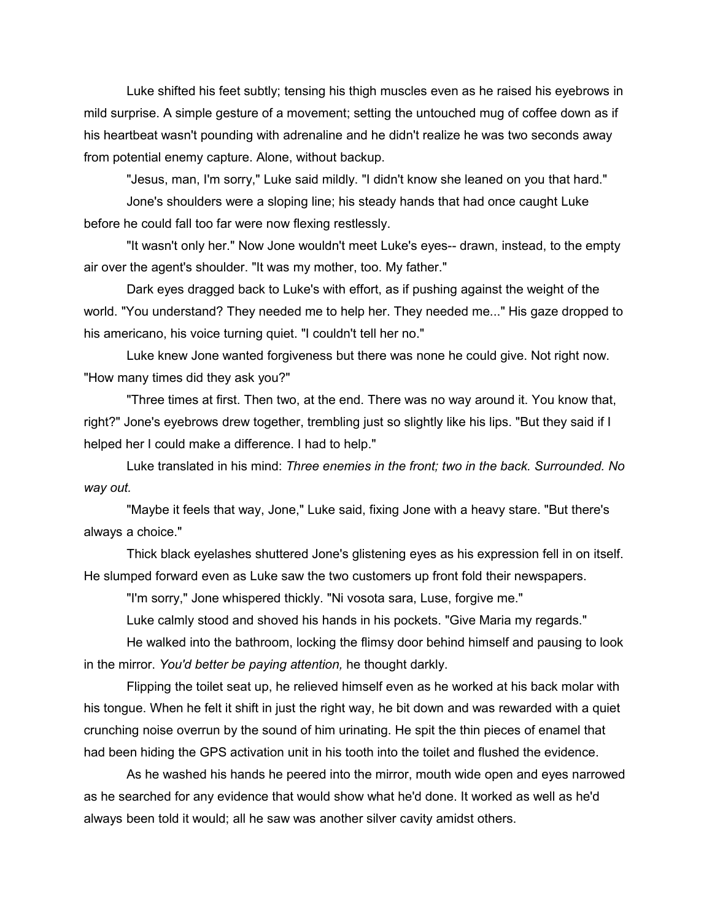Luke shifted his feet subtly; tensing his thigh muscles even as he raised his eyebrows in mild surprise. A simple gesture of a movement; setting the untouched mug of coffee down as if his heartbeat wasn't pounding with adrenaline and he didn't realize he was two seconds away from potential enemy capture. Alone, without backup.

"Jesus, man, I'm sorry," Luke said mildly. "I didn't know she leaned on you that hard."

Jone's shoulders were a sloping line; his steady hands that had once caught Luke before he could fall too far were now flexing restlessly.

"It wasn't only her." Now Jone wouldn't meet Luke's eyes-- drawn, instead, to the empty air over the agent's shoulder. "It was my mother, too. My father."

Dark eyes dragged back to Luke's with effort, as if pushing against the weight of the world. "You understand? They needed me to help her. They needed me..." His gaze dropped to his americano, his voice turning quiet. "I couldn't tell her no."

Luke knew Jone wanted forgiveness but there was none he could give. Not right now. "How many times did they ask you?"

"Three times at first. Then two, at the end. There was no way around it. You know that, right?" Jone's eyebrows drew together, trembling just so slightly like his lips. "But they said if I helped her I could make a difference. I had to help."

Luke translated in his mind: *Three enemies in the front; two in the back. Surrounded. No way out.*

"Maybe it feels that way, Jone," Luke said, fixing Jone with a heavy stare. "But there's always a choice."

Thick black eyelashes shuttered Jone's glistening eyes as his expression fell in on itself. He slumped forward even as Luke saw the two customers up front fold their newspapers.

"I'm sorry," Jone whispered thickly. "Ni vosota sara, Luse, forgive me."

Luke calmly stood and shoved his hands in his pockets. "Give Maria my regards."

He walked into the bathroom, locking the flimsy door behind himself and pausing to look in the mirror. *You'd better be paying attention,* he thought darkly.

Flipping the toilet seat up, he relieved himself even as he worked at his back molar with his tongue. When he felt it shift in just the right way, he bit down and was rewarded with a quiet crunching noise overrun by the sound of him urinating. He spit the thin pieces of enamel that had been hiding the GPS activation unit in his tooth into the toilet and flushed the evidence.

As he washed his hands he peered into the mirror, mouth wide open and eyes narrowed as he searched for any evidence that would show what he'd done. It worked as well as he'd always been told it would; all he saw was another silver cavity amidst others.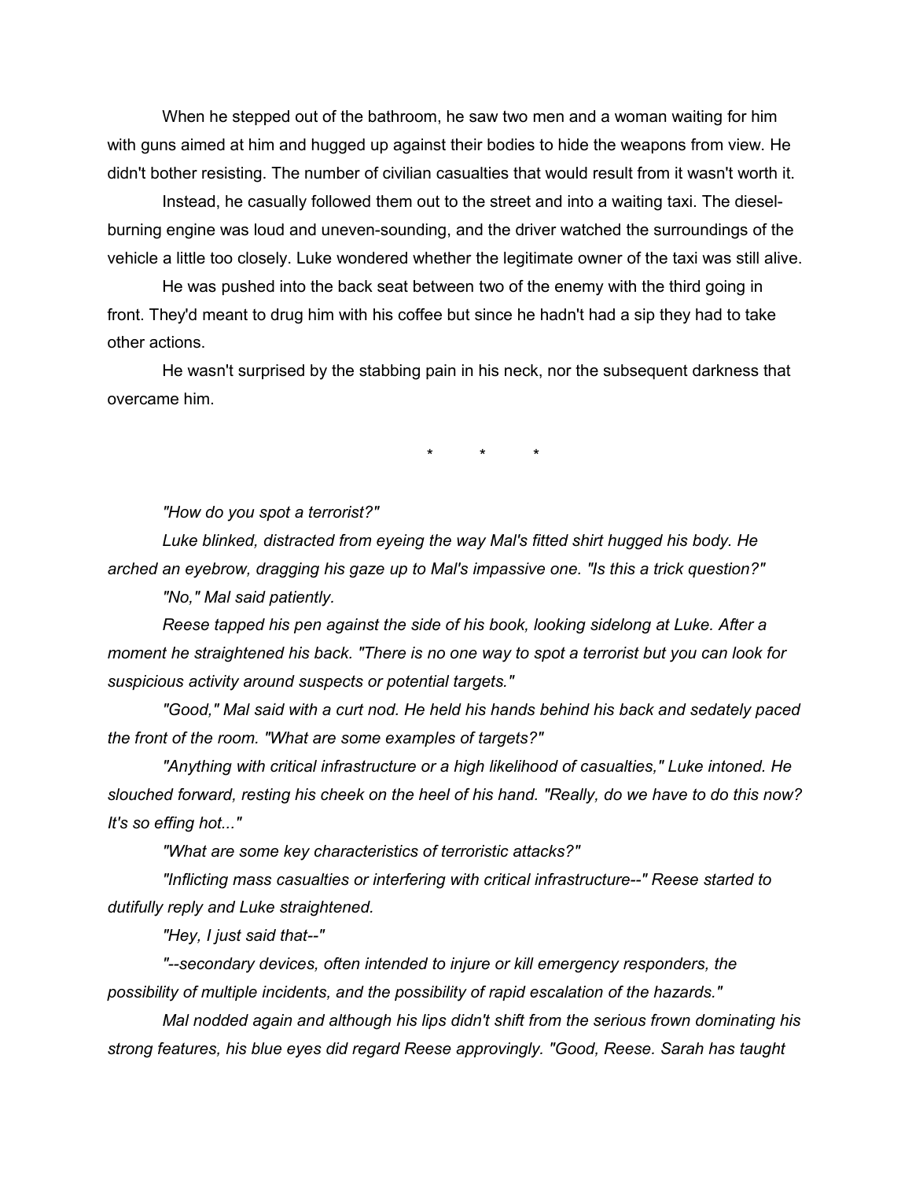When he stepped out of the bathroom, he saw two men and a woman waiting for him with guns aimed at him and hugged up against their bodies to hide the weapons from view. He didn't bother resisting. The number of civilian casualties that would result from it wasn't worth it.

Instead, he casually followed them out to the street and into a waiting taxi. The diesel-burning engine was loud and uneven-sounding, and the driver watched the surroundings of the vehicle a little too closely. Luke wondered whether the legitimate owner of the taxi was still alive.

He was pushed into the back seat between two of the enemy with the third going in front. They'd meant to drug him with his coffee but since he hadn't had a sip they had to take other actions.

He wasn't surprised by the stabbing pain in his neck, nor the subsequent darkness that overcame him.

\* \* \*

*"How do you spot a terrorist?"*

*Luke blinked, distracted from eyeing the way Mal's fitted shirt hugged his body. He arched an eyebrow, dragging his gaze up to Mal's impassive one. "Is this a trick question?"*

*"No," Mal said patiently.*

*Reese tapped his pen against the side of his book, looking sidelong at Luke. After a moment he straightened his back. "There is no one way to spot a terrorist but you can look for suspicious activity around suspects or potential targets."*

*"Good," Mal said with a curt nod. He held his hands behind his back and sedately paced the front of the room. "What are some examples of targets?"*

*"Anything with critical infrastructure or a high likelihood of casualties," Luke intoned. He slouched forward, resting his cheek on the heel of his hand. "Really, do we have to do this now? It's so effing hot..."*

*"What are some key characteristics of terroristic attacks?"*

*"Inflicting mass casualties or interfering with critical infrastructure--" Reese started to dutifully reply and Luke straightened.*

*"Hey, I just said that--"*

*"--secondary devices, often intended to injure or kill emergency responders, the possibility of multiple incidents, and the possibility of rapid escalation of the hazards."*

*Mal nodded again and although his lips didn't shift from the serious frown dominating his strong features, his blue eyes did regard Reese approvingly. "Good, Reese. Sarah has taught*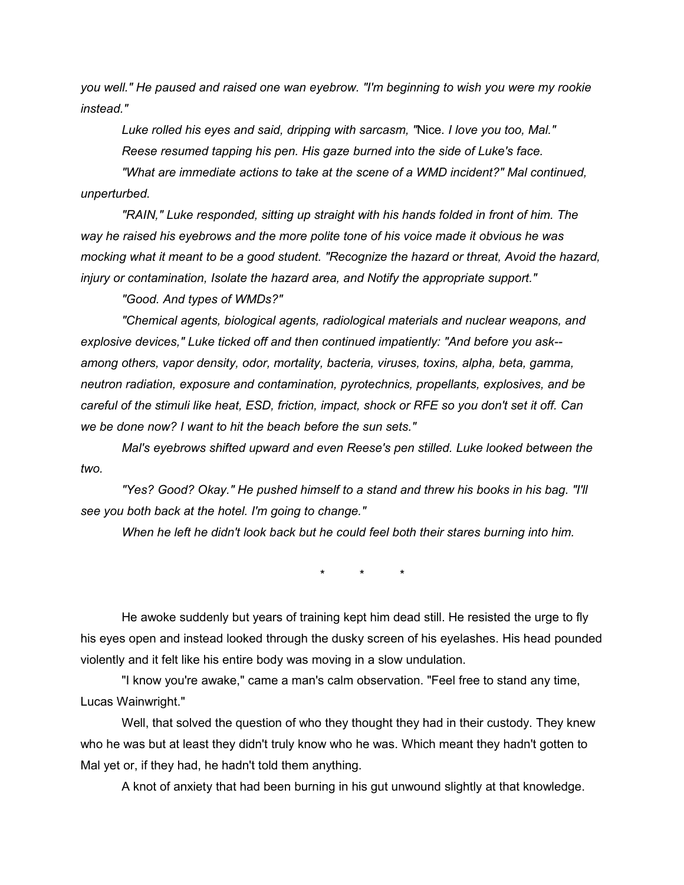*you well." He paused and raised one wan eyebrow. "I'm beginning to wish you were my rookie instead."*

*Luke rolled his eyes and said, dripping with sarcasm, "*Nice*. I love you too, Mal."*

*Reese resumed tapping his pen. His gaze burned into the side of Luke's face.*

*"What are immediate actions to take at the scene of a WMD incident?" Mal continued, unperturbed.*

*"RAIN," Luke responded, sitting up straight with his hands folded in front of him. The way he raised his eyebrows and the more polite tone of his voice made it obvious he was mocking what it meant to be a good student. "Recognize the hazard or threat, Avoid the hazard, injury or contamination, Isolate the hazard area, and Notify the appropriate support."*

*"Good. And types of WMDs?"*

*"Chemical agents, biological agents, radiological materials and nuclear weapons, and explosive devices," Luke ticked off and then continued impatiently: "And before you ask--among others, vapor density, odor, mortality, bacteria, viruses, toxins, alpha, beta, gamma, neutron radiation, exposure and contamination, pyrotechnics, propellants, explosives, and be careful of the stimuli like heat, ESD, friction, impact, shock or RFE so you don't set it off. Can we be done now? I want to hit the beach before the sun sets."*

*Mal's eyebrows shifted upward and even Reese's pen stilled. Luke looked between the two.*

*"Yes? Good? Okay." He pushed himself to a stand and threw his books in his bag. "I'll see you both back at the hotel. I'm going to change."*

*When he left he didn't look back but he could feel both their stares burning into him.*

\* \* \*

He awoke suddenly but years of training kept him dead still. He resisted the urge to fly his eyes open and instead looked through the dusky screen of his eyelashes. His head pounded violently and it felt like his entire body was moving in a slow undulation.

"I know you're awake," came a man's calm observation. "Feel free to stand any time, Lucas Wainwright."

Well, that solved the question of who they thought they had in their custody. They knew who he was but at least they didn't truly know who he was. Which meant they hadn't gotten to Mal yet or, if they had, he hadn't told them anything.

A knot of anxiety that had been burning in his gut unwound slightly at that knowledge.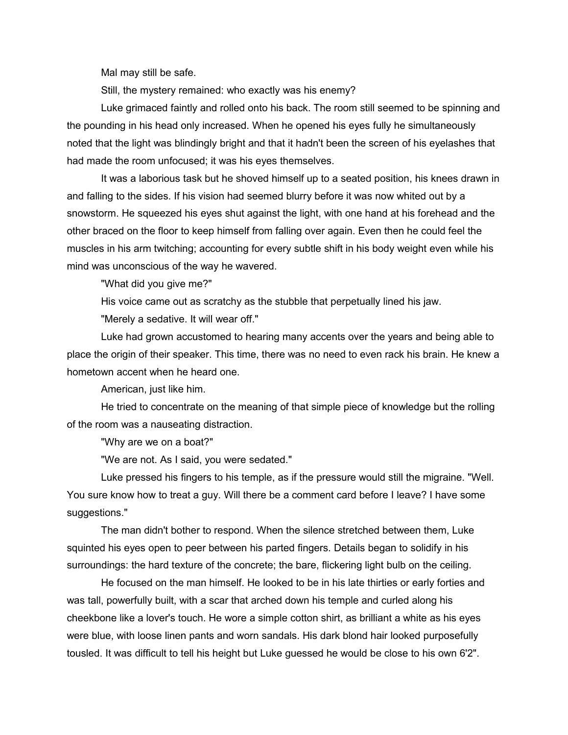Mal may still be safe.

Still, the mystery remained: who exactly was his enemy?

Luke grimaced faintly and rolled onto his back. The room still seemed to be spinning and the pounding in his head only increased. When he opened his eyes fully he simultaneously noted that the light was blindingly bright and that it hadn't been the screen of his eyelashes that had made the room unfocused; it was his eyes themselves.

It was a laborious task but he shoved himself up to a seated position, his knees drawn in and falling to the sides. If his vision had seemed blurry before it was now whited out by a snowstorm. He squeezed his eyes shut against the light, with one hand at his forehead and the other braced on the floor to keep himself from falling over again. Even then he could feel the muscles in his arm twitching; accounting for every subtle shift in his body weight even while his mind was unconscious of the way he wavered.

"What did you give me?"

His voice came out as scratchy as the stubble that perpetually lined his jaw.

"Merely a sedative. It will wear off."

Luke had grown accustomed to hearing many accents over the years and being able to place the origin of their speaker. This time, there was no need to even rack his brain. He knew a hometown accent when he heard one.

American, just like him.

He tried to concentrate on the meaning of that simple piece of knowledge but the rolling of the room was a nauseating distraction.

"Why are we on a boat?"

"We are not. As I said, you were sedated."

Luke pressed his fingers to his temple, as if the pressure would still the migraine. "Well. You sure know how to treat a guy. Will there be a comment card before I leave? I have some suggestions."

The man didn't bother to respond. When the silence stretched between them, Luke squinted his eyes open to peer between his parted fingers. Details began to solidify in his surroundings: the hard texture of the concrete; the bare, flickering light bulb on the ceiling.

He focused on the man himself. He looked to be in his late thirties or early forties and was tall, powerfully built, with a scar that arched down his temple and curled along his cheekbone like a lover's touch. He wore a simple cotton shirt, as brilliant a white as his eyes were blue, with loose linen pants and worn sandals. His dark blond hair looked purposefully tousled. It was difficult to tell his height but Luke guessed he would be close to his own 6'2".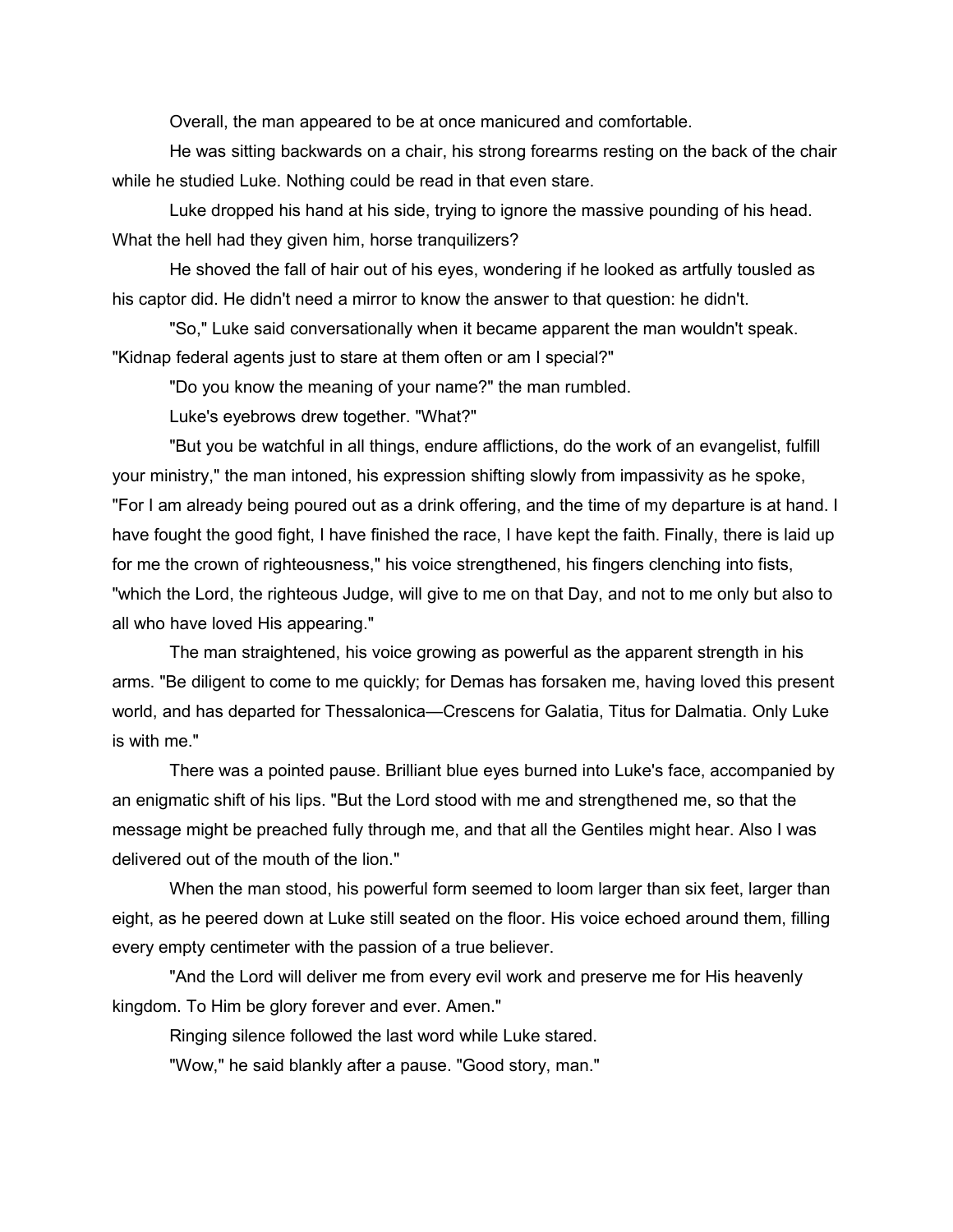Overall, the man appeared to be at once manicured and comfortable.

He was sitting backwards on a chair, his strong forearms resting on the back of the chair while he studied Luke. Nothing could be read in that even stare.

Luke dropped his hand at his side, trying to ignore the massive pounding of his head. What the hell had they given him, horse tranquilizers?

He shoved the fall of hair out of his eyes, wondering if he looked as artfully tousled as his captor did. He didn't need a mirror to know the answer to that question: he didn't.

"So," Luke said conversationally when it became apparent the man wouldn't speak. "Kidnap federal agents just to stare at them often or am I special?"

"Do you know the meaning of your name?" the man rumbled.

Luke's eyebrows drew together. "What?"

"But you be watchful in all things, endure afflictions, do the work of an evangelist, fulfill your ministry," the man intoned, his expression shifting slowly from impassivity as he spoke, "For I am already being poured out as a drink offering, and the time of my departure is at hand. I have fought the good fight, I have finished the race, I have kept the faith. Finally, there is laid up for me the crown of righteousness," his voice strengthened, his fingers clenching into fists, "which the Lord, the righteous Judge, will give to me on that Day, and not to me only but also to all who have loved His appearing."

The man straightened, his voice growing as powerful as the apparent strength in his arms. "Be diligent to come to me quickly; for Demas has forsaken me, having loved this present world, and has departed for Thessalonica—Crescens for Galatia, Titus for Dalmatia. Only Luke is with me."

There was a pointed pause. Brilliant blue eyes burned into Luke's face, accompanied by an enigmatic shift of his lips. "But the Lord stood with me and strengthened me, so that the message might be preached fully through me, and that all the Gentiles might hear. Also I was delivered out of the mouth of the lion."

When the man stood, his powerful form seemed to loom larger than six feet, larger than eight, as he peered down at Luke still seated on the floor. His voice echoed around them, filling every empty centimeter with the passion of a true believer.

"And the Lord will deliver me from every evil work and preserve me for His heavenly kingdom. To Him be glory forever and ever. Amen."

Ringing silence followed the last word while Luke stared.

"Wow," he said blankly after a pause. "Good story, man."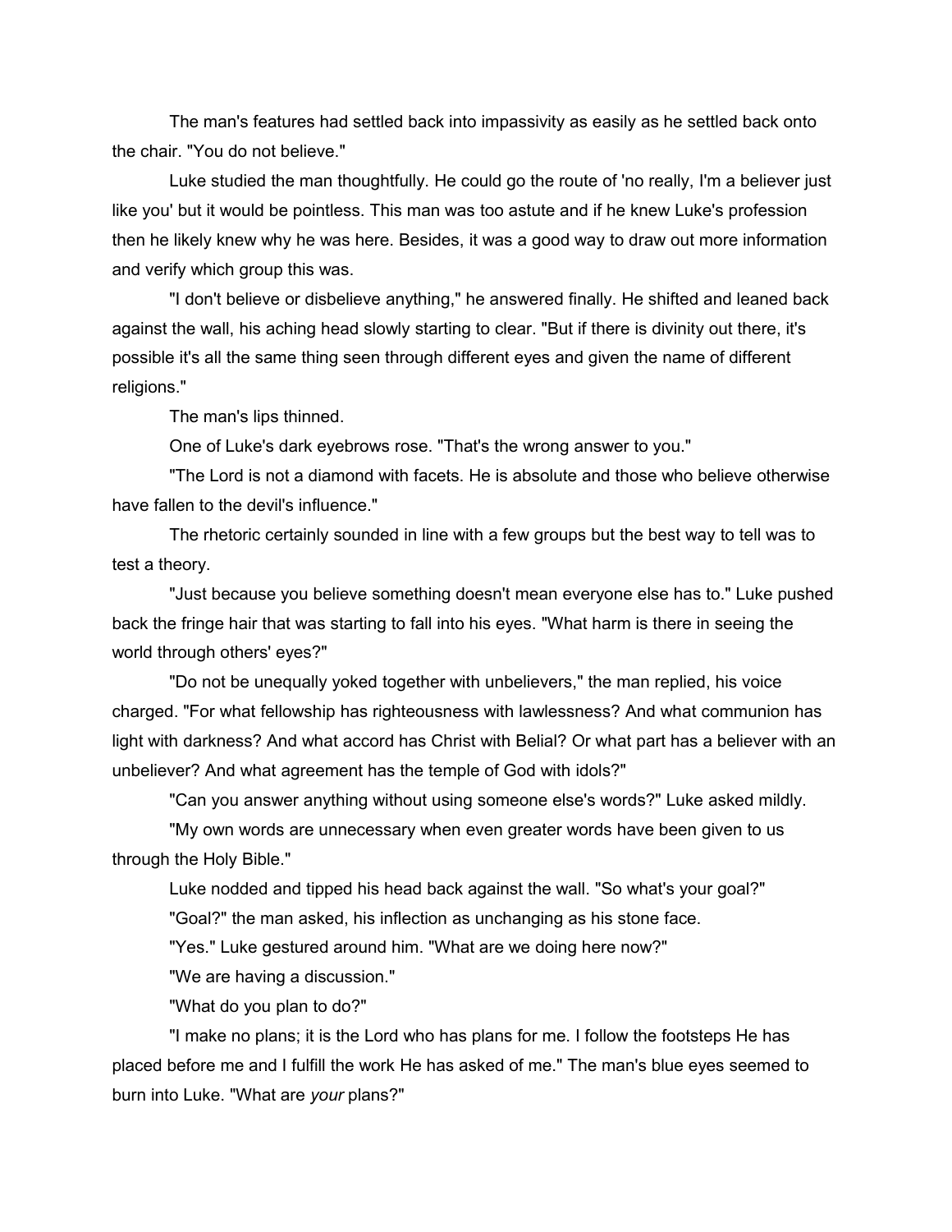The man's features had settled back into impassivity as easily as he settled back onto the chair. "You do not believe."

Luke studied the man thoughtfully. He could go the route of 'no really, I'm a believer just like you' but it would be pointless. This man was too astute and if he knew Luke's profession then he likely knew why he was here. Besides, it was a good way to draw out more information and verify which group this was.

"I don't believe or disbelieve anything," he answered finally. He shifted and leaned back against the wall, his aching head slowly starting to clear. "But if there is divinity out there, it's possible it's all the same thing seen through different eyes and given the name of different religions."

The man's lips thinned.

One of Luke's dark eyebrows rose. "That's the wrong answer to you."

"The Lord is not a diamond with facets. He is absolute and those who believe otherwise have fallen to the devil's influence."

The rhetoric certainly sounded in line with a few groups but the best way to tell was to test a theory.

"Just because you believe something doesn't mean everyone else has to." Luke pushed back the fringe hair that was starting to fall into his eyes. "What harm is there in seeing the world through others' eyes?"

"Do not be unequally yoked together with unbelievers," the man replied, his voice charged. "For what fellowship has righteousness with lawlessness? And what communion has light with darkness? And what accord has Christ with Belial? Or what part has a believer with an unbeliever? And what agreement has the temple of God with idols?"

"Can you answer anything without using someone else's words?" Luke asked mildly.

"My own words are unnecessary when even greater words have been given to us through the Holy Bible."

Luke nodded and tipped his head back against the wall. "So what's your goal?"

"Goal?" the man asked, his inflection as unchanging as his stone face.

"Yes." Luke gestured around him. "What are we doing here now?"

"We are having a discussion."

"What do you plan to do?"

"I make no plans; it is the Lord who has plans for me. I follow the footsteps He has placed before me and I fulfill the work He has asked of me." The man's blue eyes seemed to burn into Luke. "What are *your* plans?"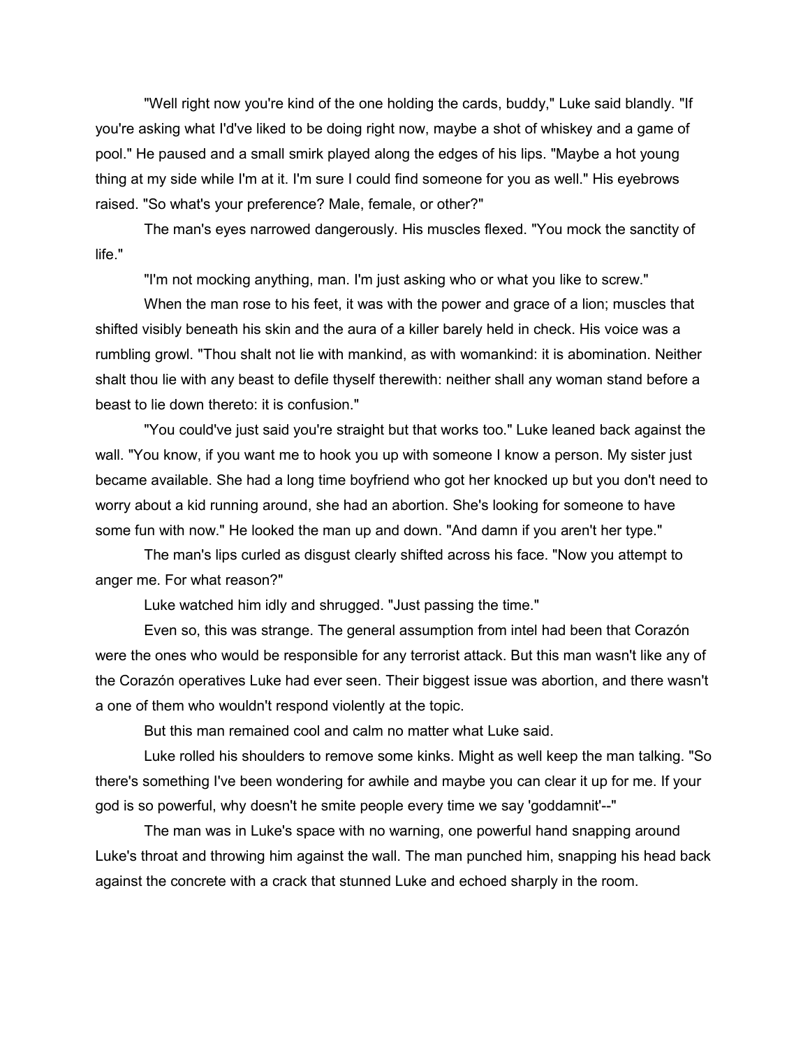"Well right now you're kind of the one holding the cards, buddy," Luke said blandly. "If you're asking what I'd've liked to be doing right now, maybe a shot of whiskey and a game of pool." He paused and a small smirk played along the edges of his lips. "Maybe a hot young thing at my side while I'm at it. I'm sure I could find someone for you as well." His eyebrows raised. "So what's your preference? Male, female, or other?"

The man's eyes narrowed dangerously. His muscles flexed. "You mock the sanctity of life."

"I'm not mocking anything, man. I'm just asking who or what you like to screw."

When the man rose to his feet, it was with the power and grace of a lion; muscles that shifted visibly beneath his skin and the aura of a killer barely held in check. His voice was a rumbling growl. "Thou shalt not lie with mankind, as with womankind: it is abomination. Neither shalt thou lie with any beast to defile thyself therewith: neither shall any woman stand before a beast to lie down thereto: it is confusion."

"You could've just said you're straight but that works too." Luke leaned back against the wall. "You know, if you want me to hook you up with someone I know a person. My sister just became available. She had a long time boyfriend who got her knocked up but you don't need to worry about a kid running around, she had an abortion. She's looking for someone to have some fun with now." He looked the man up and down. "And damn if you aren't her type."

The man's lips curled as disgust clearly shifted across his face. "Now you attempt to anger me. For what reason?"

Luke watched him idly and shrugged. "Just passing the time."

Even so, this was strange. The general assumption from intel had been that Corazón were the ones who would be responsible for any terrorist attack. But this man wasn't like any of the Corazón operatives Luke had ever seen. Their biggest issue was abortion, and there wasn't a one of them who wouldn't respond violently at the topic.

But this man remained cool and calm no matter what Luke said.

Luke rolled his shoulders to remove some kinks. Might as well keep the man talking. "So there's something I've been wondering for awhile and maybe you can clear it up for me. If your god is so powerful, why doesn't he smite people every time we say 'goddamnit'--"

The man was in Luke's space with no warning, one powerful hand snapping around Luke's throat and throwing him against the wall. The man punched him, snapping his head back against the concrete with a crack that stunned Luke and echoed sharply in the room.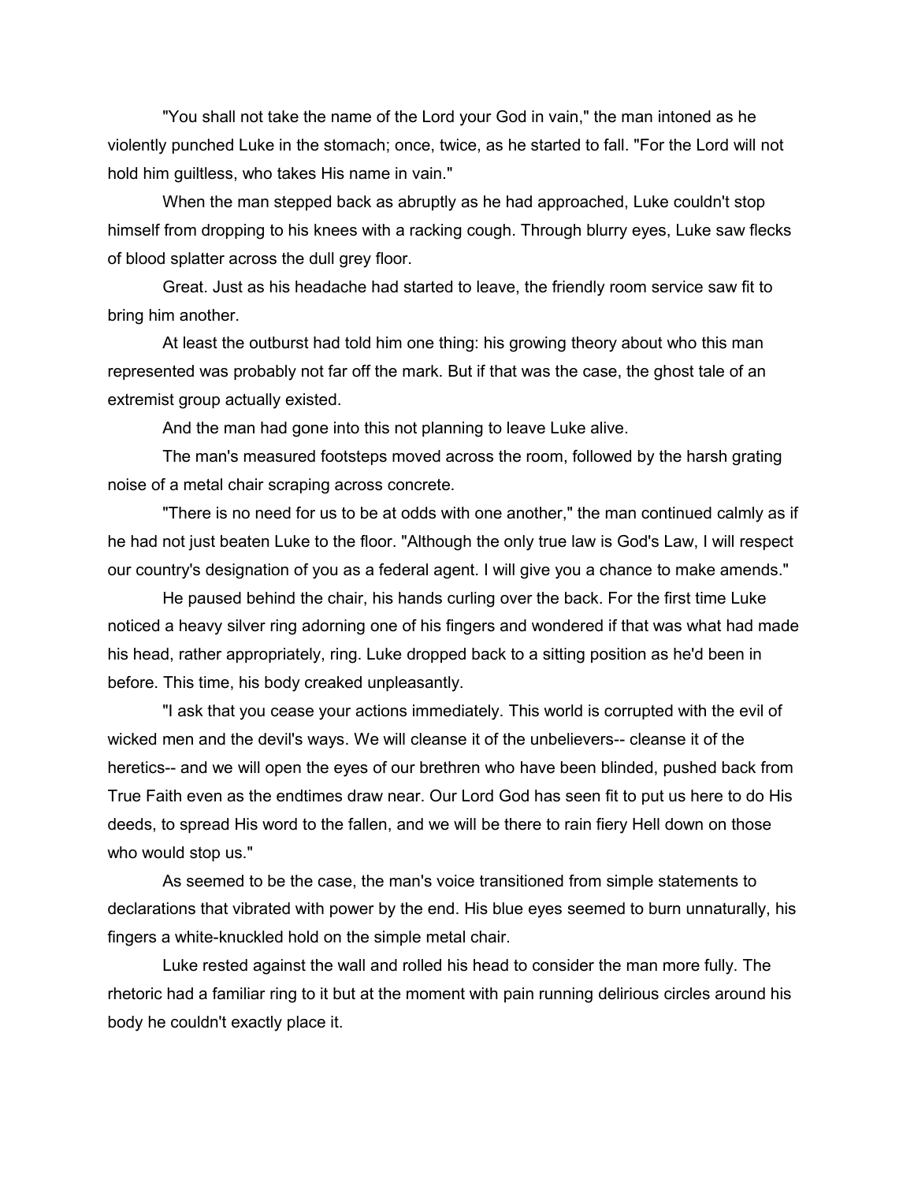"You shall not take the name of the Lord your God in vain," the man intoned as he violently punched Luke in the stomach; once, twice, as he started to fall. "For the Lord will not hold him guiltless, who takes His name in vain."

When the man stepped back as abruptly as he had approached, Luke couldn't stop himself from dropping to his knees with a racking cough. Through blurry eyes, Luke saw flecks of blood splatter across the dull grey floor.

Great. Just as his headache had started to leave, the friendly room service saw fit to bring him another.

At least the outburst had told him one thing: his growing theory about who this man represented was probably not far off the mark. But if that was the case, the ghost tale of an extremist group actually existed.

And the man had gone into this not planning to leave Luke alive.

The man's measured footsteps moved across the room, followed by the harsh grating noise of a metal chair scraping across concrete.

"There is no need for us to be at odds with one another," the man continued calmly as if he had not just beaten Luke to the floor. "Although the only true law is God's Law, I will respect our country's designation of you as a federal agent. I will give you a chance to make amends."

He paused behind the chair, his hands curling over the back. For the first time Luke noticed a heavy silver ring adorning one of his fingers and wondered if that was what had made his head, rather appropriately, ring. Luke dropped back to a sitting position as he'd been in before. This time, his body creaked unpleasantly.

"I ask that you cease your actions immediately. This world is corrupted with the evil of wicked men and the devil's ways. We will cleanse it of the unbelievers-- cleanse it of the heretics-- and we will open the eyes of our brethren who have been blinded, pushed back from True Faith even as the endtimes draw near. Our Lord God has seen fit to put us here to do His deeds, to spread His word to the fallen, and we will be there to rain fiery Hell down on those who would stop us."

As seemed to be the case, the man's voice transitioned from simple statements to declarations that vibrated with power by the end. His blue eyes seemed to burn unnaturally, his fingers a white-knuckled hold on the simple metal chair.

Luke rested against the wall and rolled his head to consider the man more fully. The rhetoric had a familiar ring to it but at the moment with pain running delirious circles around his body he couldn't exactly place it.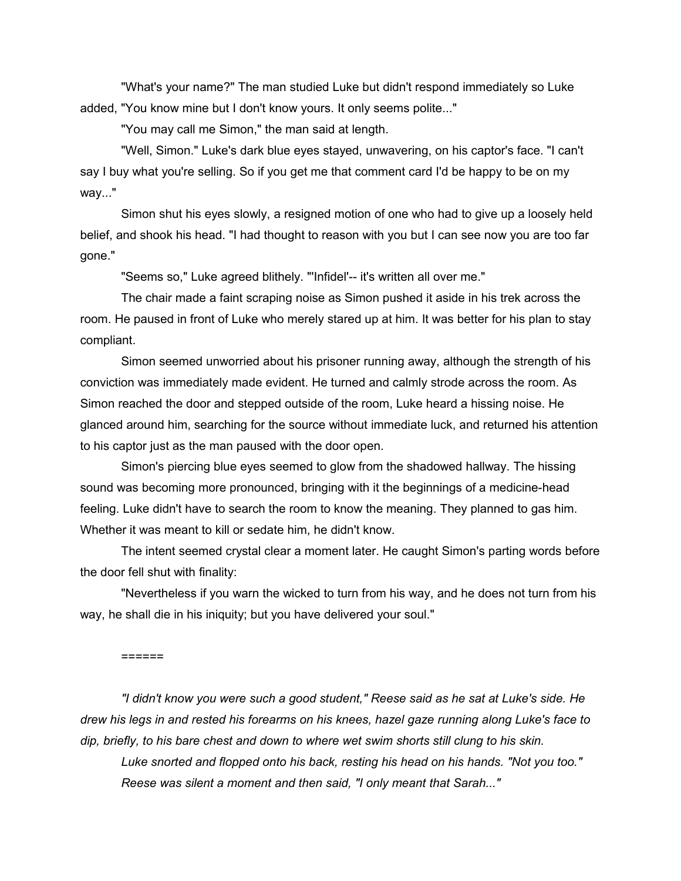"What's your name?" The man studied Luke but didn't respond immediately so Luke added, "You know mine but I don't know yours. It only seems polite..."

"You may call me Simon," the man said at length.

"Well, Simon." Luke's dark blue eyes stayed, unwavering, on his captor's face. "I can't say I buy what you're selling. So if you get me that comment card I'd be happy to be on my way..."

Simon shut his eyes slowly, a resigned motion of one who had to give up a loosely held belief, and shook his head. "I had thought to reason with you but I can see now you are too far gone."

"Seems so," Luke agreed blithely. "'Infidel'-- it's written all over me."

The chair made a faint scraping noise as Simon pushed it aside in his trek across the room. He paused in front of Luke who merely stared up at him. It was better for his plan to stay compliant.

Simon seemed unworried about his prisoner running away, although the strength of his conviction was immediately made evident. He turned and calmly strode across the room. As Simon reached the door and stepped outside of the room, Luke heard a hissing noise. He glanced around him, searching for the source without immediate luck, and returned his attention to his captor just as the man paused with the door open.

Simon's piercing blue eyes seemed to glow from the shadowed hallway. The hissing sound was becoming more pronounced, bringing with it the beginnings of a medicine-head feeling. Luke didn't have to search the room to know the meaning. They planned to gas him. Whether it was meant to kill or sedate him, he didn't know.

The intent seemed crystal clear a moment later. He caught Simon's parting words before the door fell shut with finality:

"Nevertheless if you warn the wicked to turn from his way, and he does not turn from his way, he shall die in his iniquity; but you have delivered your soul."

======

*"I didn't know you were such a good student," Reese said as he sat at Luke's side. He drew his legs in and rested his forearms on his knees, hazel gaze running along Luke's face to dip, briefly, to his bare chest and down to where wet swim shorts still clung to his skin.*

*Luke snorted and flopped onto his back, resting his head on his hands. "Not you too."*

*Reese was silent a moment and then said, "I only meant that Sarah..."*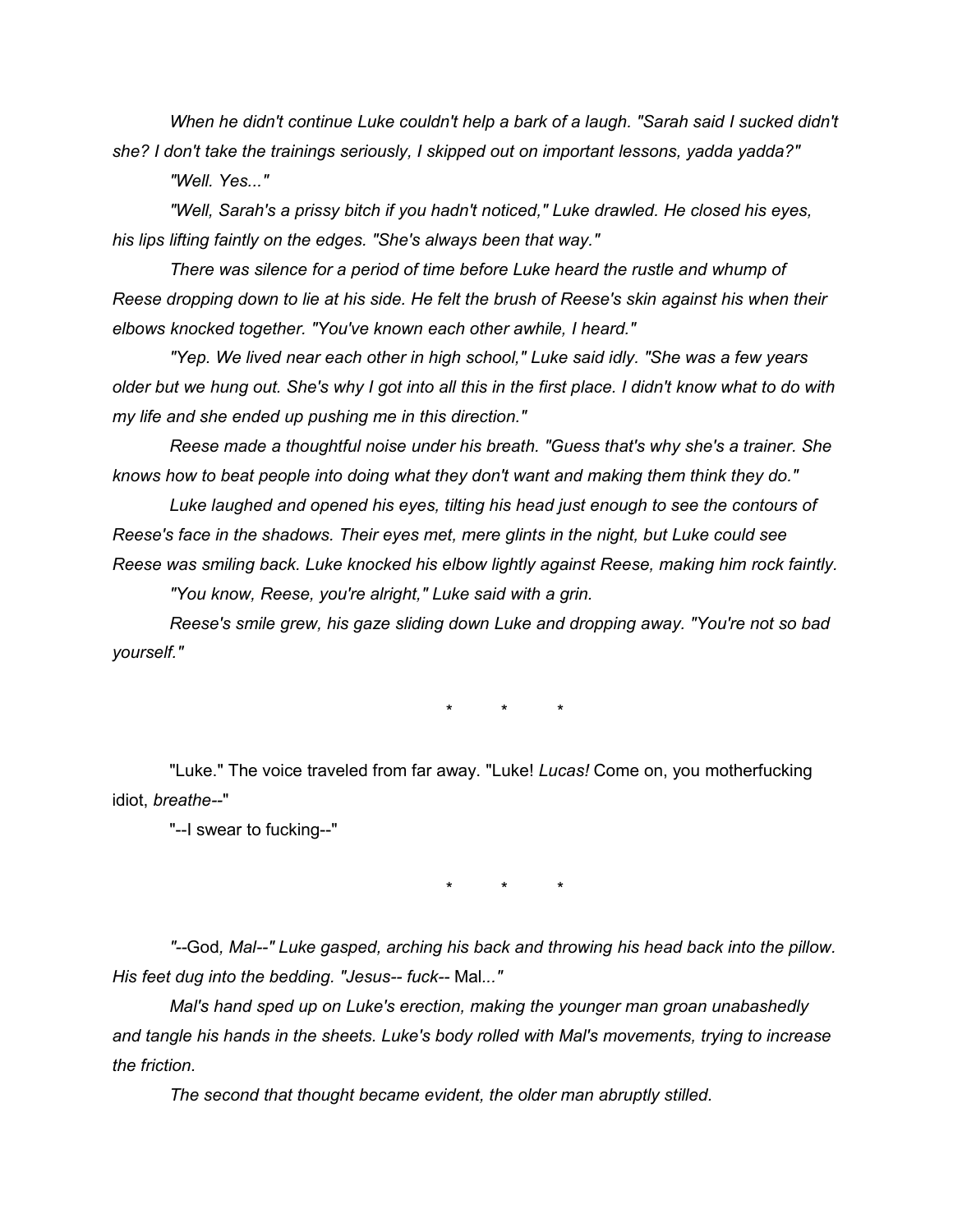*When he didn't continue Luke couldn't help a bark of a laugh. "Sarah said I sucked didn't she? I don't take the trainings seriously, I skipped out on important lessons, yadda yadda?"*

*"Well. Yes..."*

*"Well, Sarah's a prissy bitch if you hadn't noticed," Luke drawled. He closed his eyes, his lips lifting faintly on the edges. "She's always been that way."*

*There was silence for a period of time before Luke heard the rustle and whump of Reese dropping down to lie at his side. He felt the brush of Reese's skin against his when their elbows knocked together. "You've known each other awhile, I heard."*

*"Yep. We lived near each other in high school," Luke said idly. "She was a few years older but we hung out. She's why I got into all this in the first place. I didn't know what to do with my life and she ended up pushing me in this direction."*

*Reese made a thoughtful noise under his breath. "Guess that's why she's a trainer. She knows how to beat people into doing what they don't want and making them think they do."*

*Luke laughed and opened his eyes, tilting his head just enough to see the contours of Reese's face in the shadows. Their eyes met, mere glints in the night, but Luke could see Reese was smiling back. Luke knocked his elbow lightly against Reese, making him rock faintly.*

*"You know, Reese, you're alright," Luke said with a grin.*

*Reese's smile grew, his gaze sliding down Luke and dropping away. "You're not so bad yourself."*

\* \* \*

"Luke." The voice traveled from far away. "Luke! *Lucas!* Come on, you motherfucking idiot, *breathe*--"

"--I swear to fucking--"

\* \* \*

*"--*God*, Mal--" Luke gasped, arching his back and throwing his head back into the pillow. His feet dug into the bedding. "Jesus-- fuck--* Mal*..."*

*Mal's hand sped up on Luke's erection, making the younger man groan unabashedly and tangle his hands in the sheets. Luke's body rolled with Mal's movements, trying to increase the friction.*

*The second that thought became evident, the older man abruptly stilled.*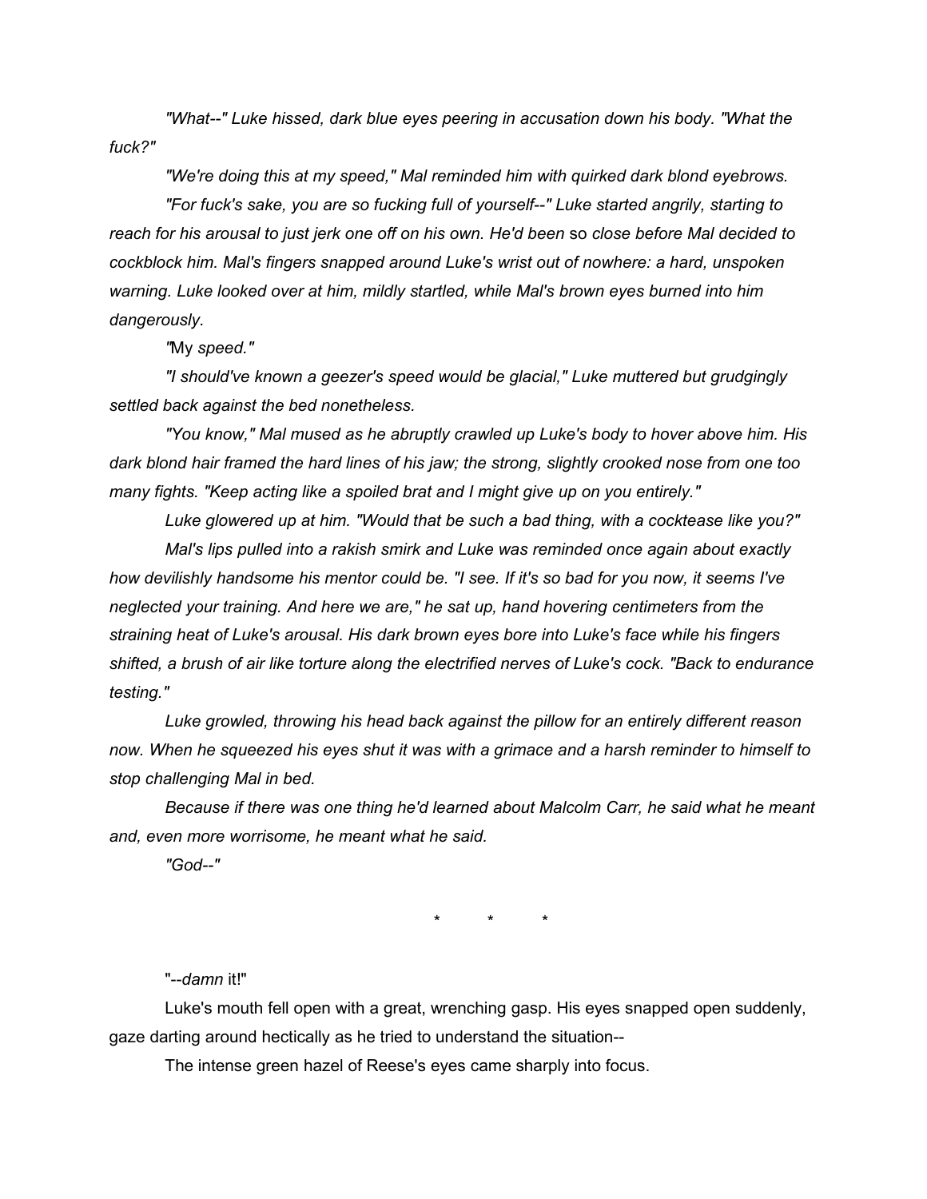*"What--" Luke hissed, dark blue eyes peering in accusation down his body. "What the fuck?"*

*"We're doing this at my speed," Mal reminded him with quirked dark blond eyebrows.*

*"For fuck's sake, you are so fucking full of yourself--" Luke started angrily, starting to reach for his arousal to just jerk one off on his own. He'd been* so *close before Mal decided to cockblock him. Mal's fingers snapped around Luke's wrist out of nowhere: a hard, unspoken warning. Luke looked over at him, mildly startled, while Mal's brown eyes burned into him dangerously.*

*"*My *speed."*

*"I should've known a geezer's speed would be glacial," Luke muttered but grudgingly settled back against the bed nonetheless.*

*"You know," Mal mused as he abruptly crawled up Luke's body to hover above him. His dark blond hair framed the hard lines of his jaw; the strong, slightly crooked nose from one too many fights. "Keep acting like a spoiled brat and I might give up on you entirely."*

*Luke glowered up at him. "Would that be such a bad thing, with a cocktease like you?"*

*Mal's lips pulled into a rakish smirk and Luke was reminded once again about exactly how devilishly handsome his mentor could be. "I see. If it's so bad for you now, it seems I've neglected your training. And here we are," he sat up, hand hovering centimeters from the straining heat of Luke's arousal. His dark brown eyes bore into Luke's face while his fingers shifted, a brush of air like torture along the electrified nerves of Luke's cock. "Back to endurance testing."*

*Luke growled, throwing his head back against the pillow for an entirely different reason now. When he squeezed his eyes shut it was with a grimace and a harsh reminder to himself to stop challenging Mal in bed.*

*Because if there was one thing he'd learned about Malcolm Carr, he said what he meant and, even more worrisome, he meant what he said.*

*"God--"*

\* \* \*

"--*damn* it!"

Luke's mouth fell open with a great, wrenching gasp. His eyes snapped open suddenly, gaze darting around hectically as he tried to understand the situation--

The intense green hazel of Reese's eyes came sharply into focus.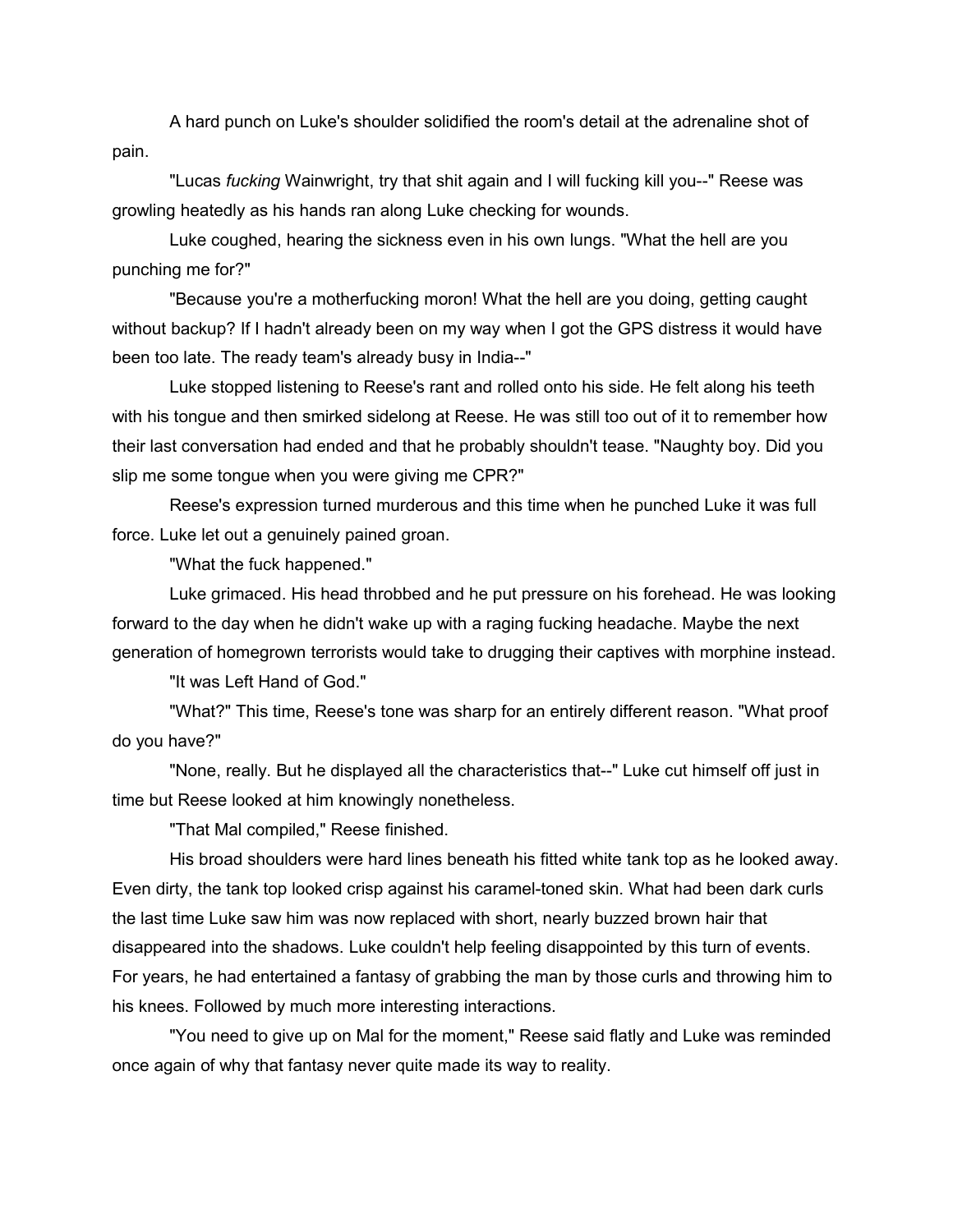A hard punch on Luke's shoulder solidified the room's detail at the adrenaline shot of pain.

"Lucas *fucking* Wainwright, try that shit again and I will fucking kill you--" Reese was growling heatedly as his hands ran along Luke checking for wounds.

Luke coughed, hearing the sickness even in his own lungs. "What the hell are you punching me for?"

"Because you're a motherfucking moron! What the hell are you doing, getting caught without backup? If I hadn't already been on my way when I got the GPS distress it would have been too late. The ready team's already busy in India--"

Luke stopped listening to Reese's rant and rolled onto his side. He felt along his teeth with his tongue and then smirked sidelong at Reese. He was still too out of it to remember how their last conversation had ended and that he probably shouldn't tease. "Naughty boy. Did you slip me some tongue when you were giving me CPR?"

Reese's expression turned murderous and this time when he punched Luke it was full force. Luke let out a genuinely pained groan.

"What the fuck happened."

Luke grimaced. His head throbbed and he put pressure on his forehead. He was looking forward to the day when he didn't wake up with a raging fucking headache. Maybe the next generation of homegrown terrorists would take to drugging their captives with morphine instead.

"It was Left Hand of God."

"What?" This time, Reese's tone was sharp for an entirely different reason. "What proof do you have?"

"None, really. But he displayed all the characteristics that--" Luke cut himself off just in time but Reese looked at him knowingly nonetheless.

"That Mal compiled," Reese finished.

His broad shoulders were hard lines beneath his fitted white tank top as he looked away. Even dirty, the tank top looked crisp against his caramel-toned skin. What had been dark curls the last time Luke saw him was now replaced with short, nearly buzzed brown hair that disappeared into the shadows. Luke couldn't help feeling disappointed by this turn of events. For years, he had entertained a fantasy of grabbing the man by those curls and throwing him to his knees. Followed by much more interesting interactions.

"You need to give up on Mal for the moment," Reese said flatly and Luke was reminded once again of why that fantasy never quite made its way to reality.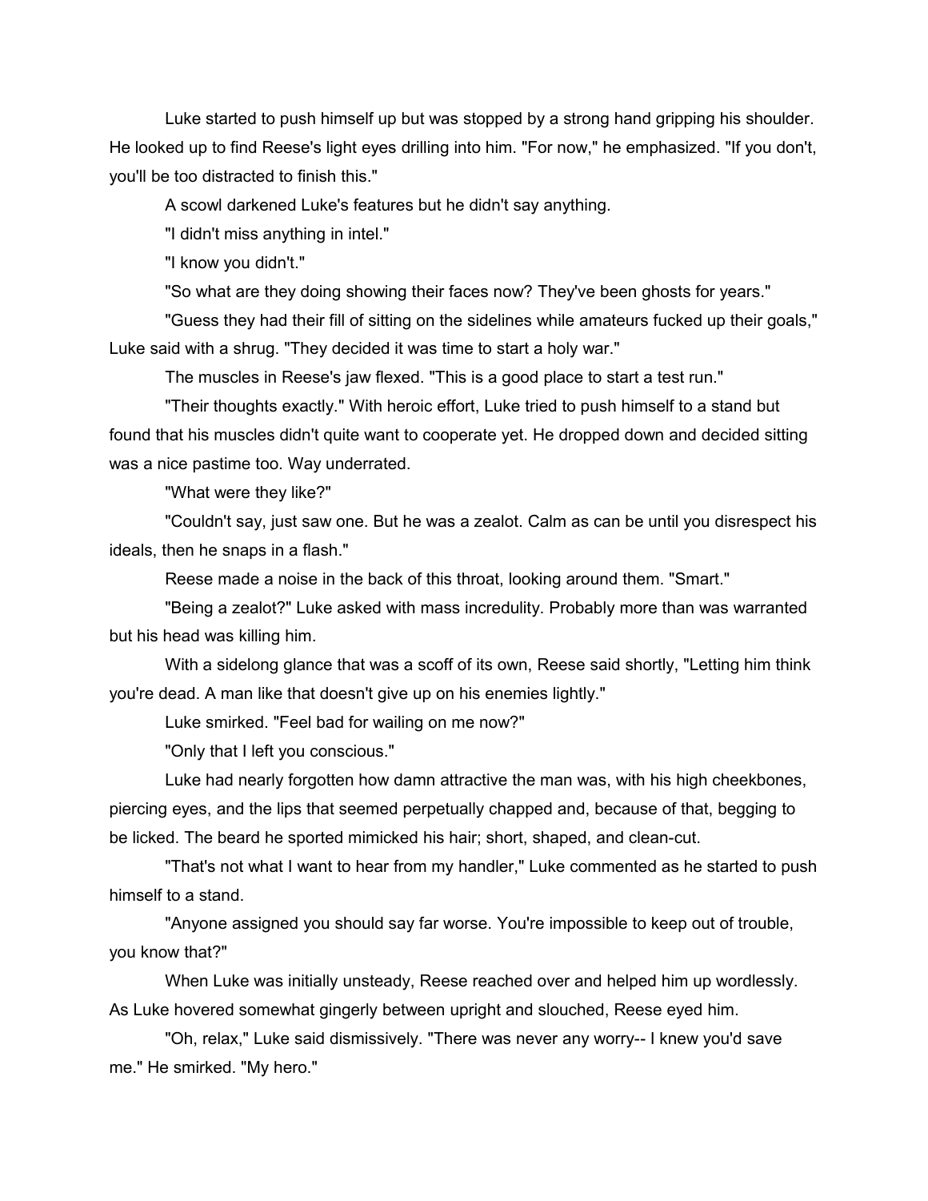Luke started to push himself up but was stopped by a strong hand gripping his shoulder. He looked up to find Reese's light eyes drilling into him. "For now," he emphasized. "If you don't, you'll be too distracted to finish this."

A scowl darkened Luke's features but he didn't say anything.

"I didn't miss anything in intel."

"I know you didn't."

"So what are they doing showing their faces now? They've been ghosts for years."

"Guess they had their fill of sitting on the sidelines while amateurs fucked up their goals," Luke said with a shrug. "They decided it was time to start a holy war."

The muscles in Reese's jaw flexed. "This is a good place to start a test run."

"Their thoughts exactly." With heroic effort, Luke tried to push himself to a stand but found that his muscles didn't quite want to cooperate yet. He dropped down and decided sitting was a nice pastime too. Way underrated.

"What were they like?"

"Couldn't say, just saw one. But he was a zealot. Calm as can be until you disrespect his ideals, then he snaps in a flash."

Reese made a noise in the back of this throat, looking around them. "Smart."

"Being a zealot?" Luke asked with mass incredulity. Probably more than was warranted but his head was killing him.

With a sidelong glance that was a scoff of its own, Reese said shortly, "Letting him think you're dead. A man like that doesn't give up on his enemies lightly."

Luke smirked. "Feel bad for wailing on me now?"

"Only that I left you conscious."

Luke had nearly forgotten how damn attractive the man was, with his high cheekbones, piercing eyes, and the lips that seemed perpetually chapped and, because of that, begging to be licked. The beard he sported mimicked his hair; short, shaped, and clean-cut.

"That's not what I want to hear from my handler," Luke commented as he started to push himself to a stand.

"Anyone assigned you should say far worse. You're impossible to keep out of trouble, you know that?"

When Luke was initially unsteady, Reese reached over and helped him up wordlessly. As Luke hovered somewhat gingerly between upright and slouched, Reese eyed him.

"Oh, relax," Luke said dismissively. "There was never any worry-- I knew you'd save me." He smirked. "My hero."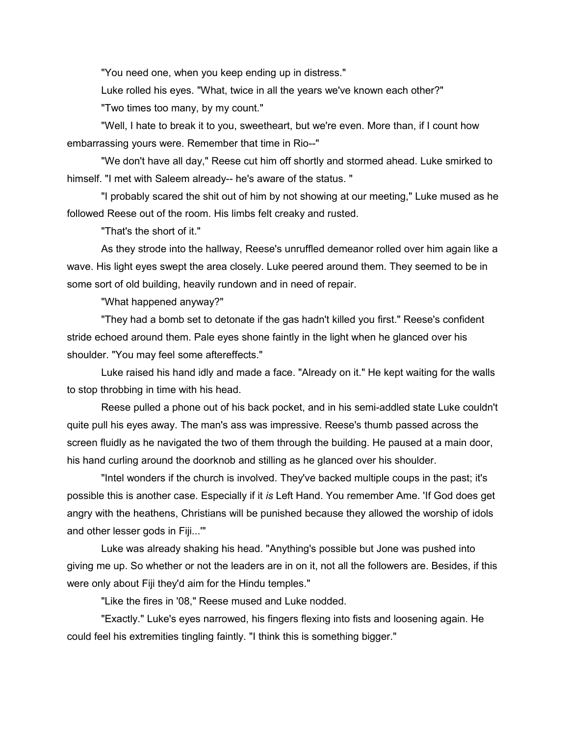"You need one, when you keep ending up in distress."

Luke rolled his eyes. "What, twice in all the years we've known each other?"

"Two times too many, by my count."

"Well, I hate to break it to you, sweetheart, but we're even. More than, if I count how embarrassing yours were. Remember that time in Rio--"

"We don't have all day," Reese cut him off shortly and stormed ahead. Luke smirked to himself. "I met with Saleem already-- he's aware of the status. "

"I probably scared the shit out of him by not showing at our meeting," Luke mused as he followed Reese out of the room. His limbs felt creaky and rusted.

"That's the short of it."

As they strode into the hallway, Reese's unruffled demeanor rolled over him again like a wave. His light eyes swept the area closely. Luke peered around them. They seemed to be in some sort of old building, heavily rundown and in need of repair.

"What happened anyway?"

"They had a bomb set to detonate if the gas hadn't killed you first." Reese's confident stride echoed around them. Pale eyes shone faintly in the light when he glanced over his shoulder. "You may feel some aftereffects."

Luke raised his hand idly and made a face. "Already on it." He kept waiting for the walls to stop throbbing in time with his head.

Reese pulled a phone out of his back pocket, and in his semi-addled state Luke couldn't quite pull his eyes away. The man's ass was impressive. Reese's thumb passed across the screen fluidly as he navigated the two of them through the building. He paused at a main door, his hand curling around the doorknob and stilling as he glanced over his shoulder.

"Intel wonders if the church is involved. They've backed multiple coups in the past; it's possible this is another case. Especially if it *is* Left Hand. You remember Ame. 'If God does get angry with the heathens, Christians will be punished because they allowed the worship of idols and other lesser gods in Fiji...'"

Luke was already shaking his head. "Anything's possible but Jone was pushed into giving me up. So whether or not the leaders are in on it, not all the followers are. Besides, if this were only about Fiji they'd aim for the Hindu temples."

"Like the fires in '08," Reese mused and Luke nodded.

"Exactly." Luke's eyes narrowed, his fingers flexing into fists and loosening again. He could feel his extremities tingling faintly. "I think this is something bigger."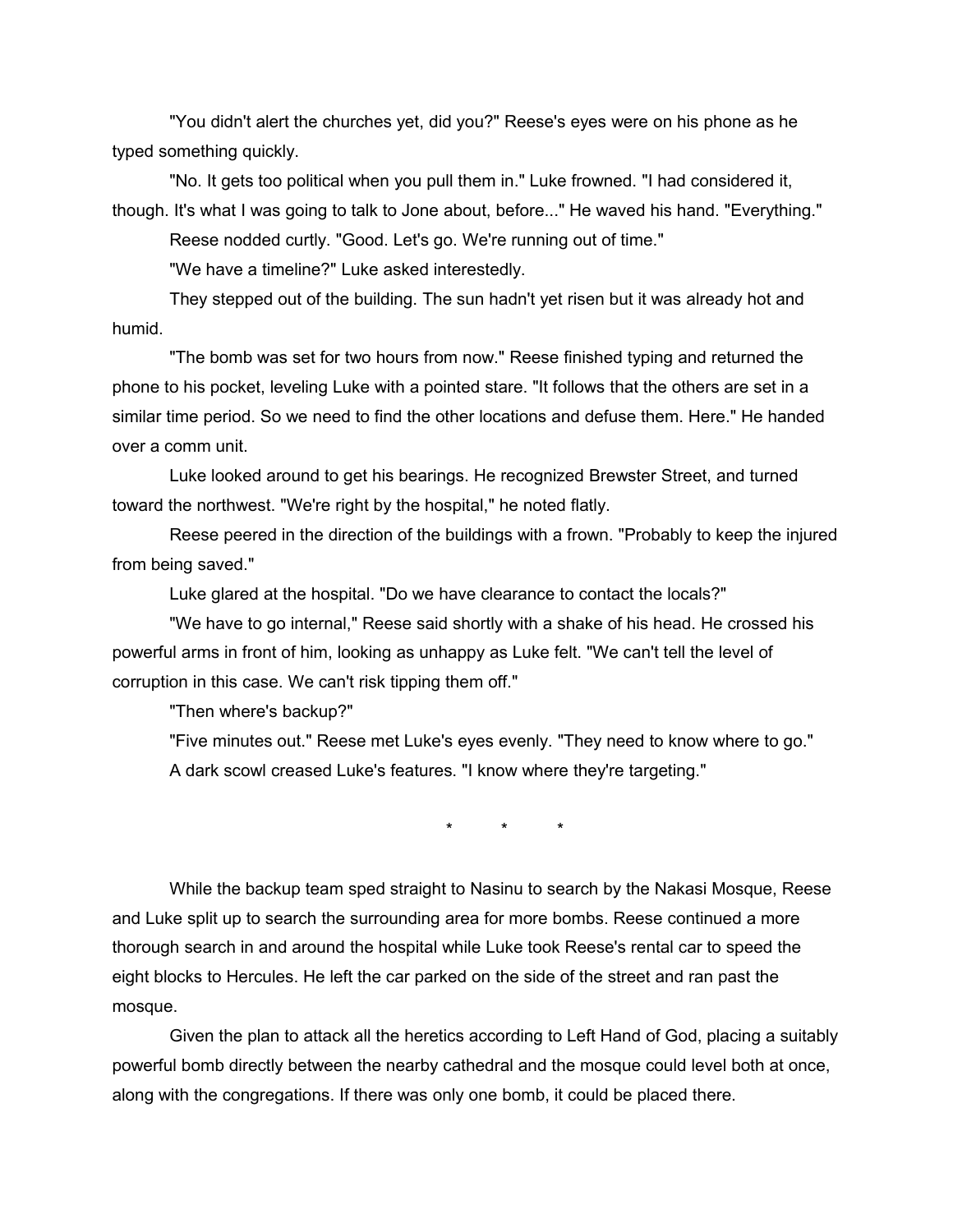"You didn't alert the churches yet, did you?" Reese's eyes were on his phone as he typed something quickly.

"No. It gets too political when you pull them in." Luke frowned. "I had considered it, though. It's what I was going to talk to Jone about, before..." He waved his hand. "Everything."

Reese nodded curtly. "Good. Let's go. We're running out of time."

"We have a timeline?" Luke asked interestedly.

They stepped out of the building. The sun hadn't yet risen but it was already hot and humid.

"The bomb was set for two hours from now." Reese finished typing and returned the phone to his pocket, leveling Luke with a pointed stare. "It follows that the others are set in a similar time period. So we need to find the other locations and defuse them. Here." He handed over a comm unit.

Luke looked around to get his bearings. He recognized Brewster Street, and turned toward the northwest. "We're right by the hospital," he noted flatly.

Reese peered in the direction of the buildings with a frown. "Probably to keep the injured from being saved."

Luke glared at the hospital. "Do we have clearance to contact the locals?"

"We have to go internal," Reese said shortly with a shake of his head. He crossed his powerful arms in front of him, looking as unhappy as Luke felt. "We can't tell the level of corruption in this case. We can't risk tipping them off."

"Then where's backup?"

"Five minutes out." Reese met Luke's eyes evenly. "They need to know where to go."

A dark scowl creased Luke's features. "I know where they're targeting."

\* \* \*

While the backup team sped straight to Nasinu to search by the Nakasi Mosque, Reese and Luke split up to search the surrounding area for more bombs. Reese continued a more thorough search in and around the hospital while Luke took Reese's rental car to speed the eight blocks to Hercules. He left the car parked on the side of the street and ran past the mosque.

Given the plan to attack all the heretics according to Left Hand of God, placing a suitably powerful bomb directly between the nearby cathedral and the mosque could level both at once, along with the congregations. If there was only one bomb, it could be placed there.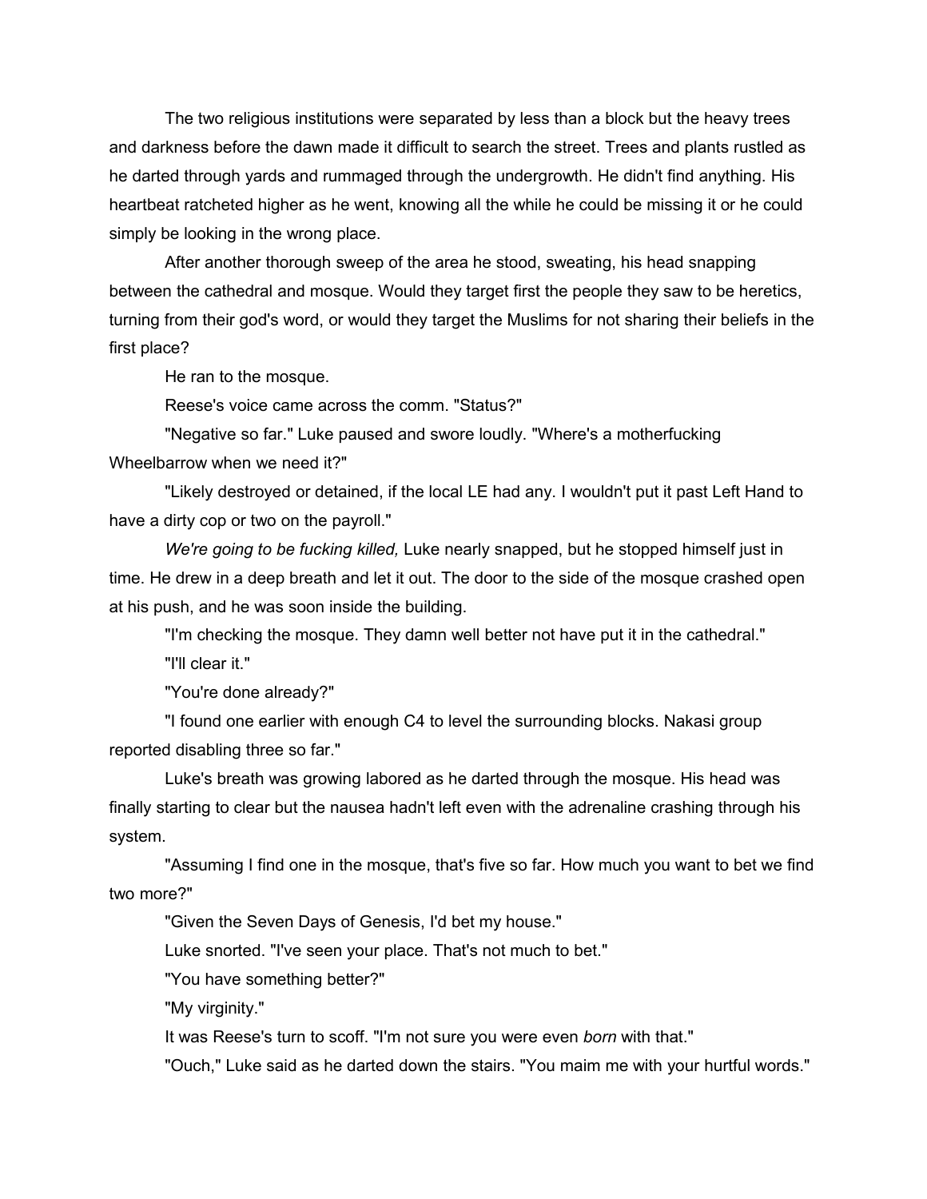The two religious institutions were separated by less than a block but the heavy trees and darkness before the dawn made it difficult to search the street. Trees and plants rustled as he darted through yards and rummaged through the undergrowth. He didn't find anything. His heartbeat ratcheted higher as he went, knowing all the while he could be missing it or he could simply be looking in the wrong place.

After another thorough sweep of the area he stood, sweating, his head snapping between the cathedral and mosque. Would they target first the people they saw to be heretics, turning from their god's word, or would they target the Muslims for not sharing their beliefs in the first place?

He ran to the mosque.

Reese's voice came across the comm. "Status?"

"Negative so far." Luke paused and swore loudly. "Where's a motherfucking Wheelbarrow when we need it?"

"Likely destroyed or detained, if the local LE had any. I wouldn't put it past Left Hand to have a dirty cop or two on the payroll."

*We're going to be fucking killed,* Luke nearly snapped, but he stopped himself just in time. He drew in a deep breath and let it out. The door to the side of the mosque crashed open at his push, and he was soon inside the building.

"I'm checking the mosque. They damn well better not have put it in the cathedral."

"I'll clear it."

"You're done already?"

"I found one earlier with enough C4 to level the surrounding blocks. Nakasi group reported disabling three so far."

Luke's breath was growing labored as he darted through the mosque. His head was finally starting to clear but the nausea hadn't left even with the adrenaline crashing through his system.

"Assuming I find one in the mosque, that's five so far. How much you want to bet we find two more?"

"Given the Seven Days of Genesis, I'd bet my house."

Luke snorted. "I've seen your place. That's not much to bet."

"You have something better?"

"My virginity."

It was Reese's turn to scoff. "I'm not sure you were even *born* with that."

"Ouch," Luke said as he darted down the stairs. "You maim me with your hurtful words."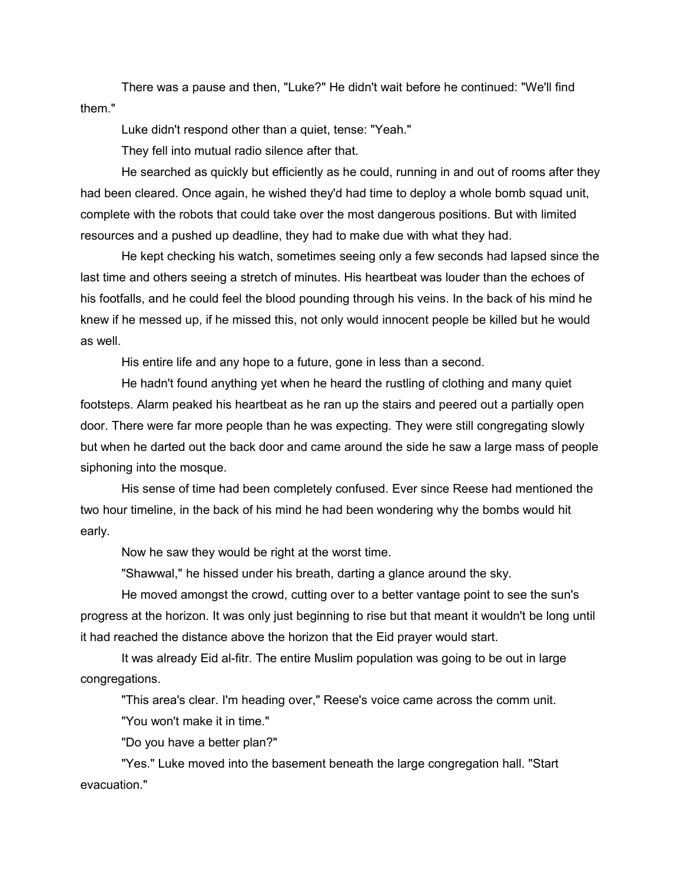There was a pause and then, "Luke?" He didn't wait before he continued: "We'll find them."

Luke didn't respond other than a quiet, tense: "Yeah."

They fell into mutual radio silence after that.

He searched as quickly but efficiently as he could, running in and out of rooms after they had been cleared. Once again, he wished they'd had time to deploy a whole bomb squad unit, complete with the robots that could take over the most dangerous positions. But with limited resources and a pushed up deadline, they had to make due with what they had.

He kept checking his watch, sometimes seeing only a few seconds had lapsed since the last time and others seeing a stretch of minutes. His heartbeat was louder than the echoes of his footfalls, and he could feel the blood pounding through his veins. In the back of his mind he knew if he messed up, if he missed this, not only would innocent people be killed but he would as well.

His entire life and any hope to a future, gone in less than a second.

He hadn't found anything yet when he heard the rustling of clothing and many quiet footsteps. Alarm peaked his heartbeat as he ran up the stairs and peered out a partially open door. There were far more people than he was expecting. They were still congregating slowly but when he darted out the back door and came around the side he saw a large mass of people siphoning into the mosque.

His sense of time had been completely confused. Ever since Reese had mentioned the two hour timeline, in the back of his mind he had been wondering why the bombs would hit early.

Now he saw they would be right at the worst time.

"Shawwal," he hissed under his breath, darting a glance around the sky.

He moved amongst the crowd, cutting over to a better vantage point to see the sun's progress at the horizon. It was only just beginning to rise but that meant it wouldn't be long until it had reached the distance above the horizon that the Eid prayer would start.

It was already Eid al-fitr. The entire Muslim population was going to be out in large congregations.

"This area's clear. I'm heading over," Reese's voice came across the comm unit.

"You won't make it in time."

"Do you have a better plan?"

"Yes." Luke moved into the basement beneath the large congregation hall. "Start evacuation."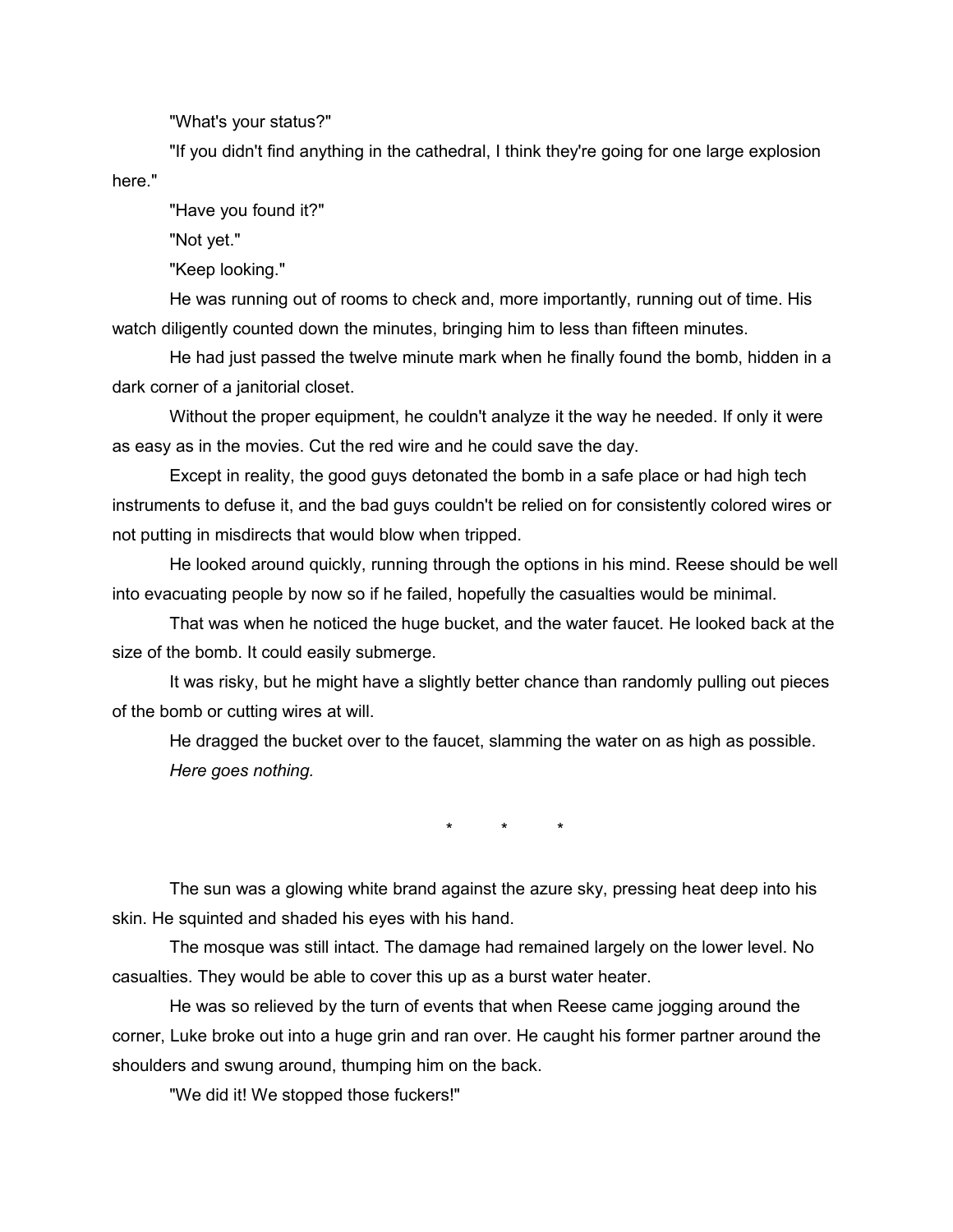"What's your status?"

"If you didn't find anything in the cathedral, I think they're going for one large explosion here."

"Have you found it?"

"Not yet."

"Keep looking."

He was running out of rooms to check and, more importantly, running out of time. His watch diligently counted down the minutes, bringing him to less than fifteen minutes.

He had just passed the twelve minute mark when he finally found the bomb, hidden in a dark corner of a janitorial closet.

Without the proper equipment, he couldn't analyze it the way he needed. If only it were as easy as in the movies. Cut the red wire and he could save the day.

Except in reality, the good guys detonated the bomb in a safe place or had high tech instruments to defuse it, and the bad guys couldn't be relied on for consistently colored wires or not putting in misdirects that would blow when tripped.

He looked around quickly, running through the options in his mind. Reese should be well into evacuating people by now so if he failed, hopefully the casualties would be minimal.

That was when he noticed the huge bucket, and the water faucet. He looked back at the size of the bomb. It could easily submerge.

It was risky, but he might have a slightly better chance than randomly pulling out pieces of the bomb or cutting wires at will.

He dragged the bucket over to the faucet, slamming the water on as high as possible.

*Here goes nothing.*

\* \* \*

The sun was a glowing white brand against the azure sky, pressing heat deep into his skin. He squinted and shaded his eyes with his hand.

The mosque was still intact. The damage had remained largely on the lower level. No casualties. They would be able to cover this up as a burst water heater.

He was so relieved by the turn of events that when Reese came jogging around the corner, Luke broke out into a huge grin and ran over. He caught his former partner around the shoulders and swung around, thumping him on the back.

"We did it! We stopped those fuckers!"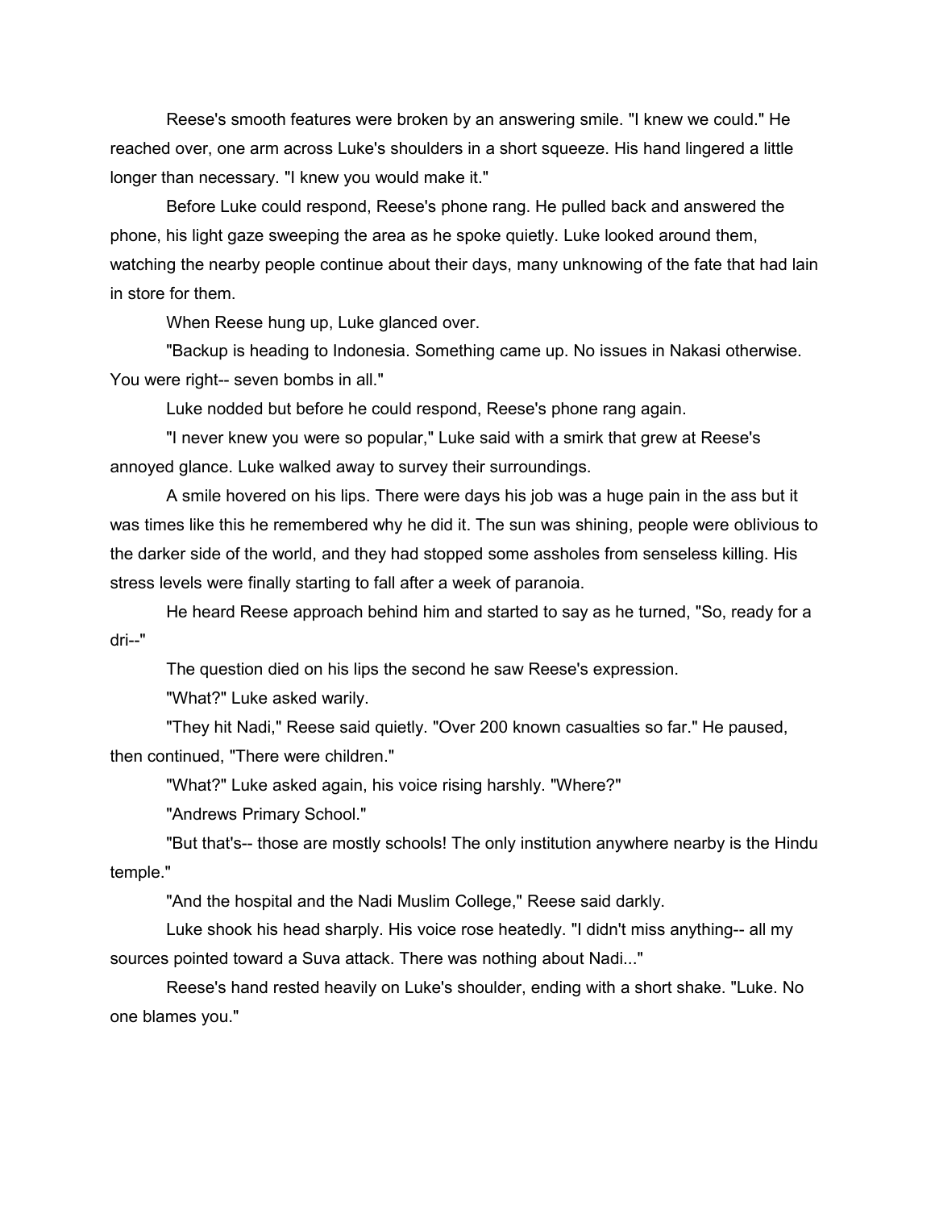Reese's smooth features were broken by an answering smile. "I knew we could." He reached over, one arm across Luke's shoulders in a short squeeze. His hand lingered a little longer than necessary. "I knew you would make it."

Before Luke could respond, Reese's phone rang. He pulled back and answered the phone, his light gaze sweeping the area as he spoke quietly. Luke looked around them, watching the nearby people continue about their days, many unknowing of the fate that had lain in store for them.

When Reese hung up, Luke glanced over.

"Backup is heading to Indonesia. Something came up. No issues in Nakasi otherwise. You were right-- seven bombs in all."

Luke nodded but before he could respond, Reese's phone rang again.

"I never knew you were so popular," Luke said with a smirk that grew at Reese's annoyed glance. Luke walked away to survey their surroundings.

A smile hovered on his lips. There were days his job was a huge pain in the ass but it was times like this he remembered why he did it. The sun was shining, people were oblivious to the darker side of the world, and they had stopped some assholes from senseless killing. His stress levels were finally starting to fall after a week of paranoia.

He heard Reese approach behind him and started to say as he turned, "So, ready for a dri--"

The question died on his lips the second he saw Reese's expression.

"What?" Luke asked warily.

"They hit Nadi," Reese said quietly. "Over 200 known casualties so far." He paused, then continued, "There were children."

"What?" Luke asked again, his voice rising harshly. "Where?"

"Andrews Primary School."

"But that's-- those are mostly schools! The only institution anywhere nearby is the Hindu temple."

"And the hospital and the Nadi Muslim College," Reese said darkly.

Luke shook his head sharply. His voice rose heatedly. "I didn't miss anything-- all my sources pointed toward a Suva attack. There was nothing about Nadi..."

Reese's hand rested heavily on Luke's shoulder, ending with a short shake. "Luke. No one blames you."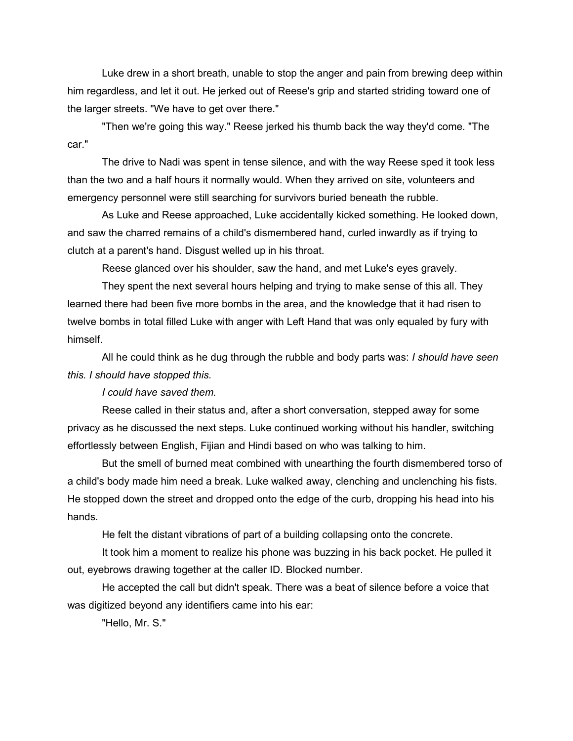Luke drew in a short breath, unable to stop the anger and pain from brewing deep within him regardless, and let it out. He jerked out of Reese's grip and started striding toward one of the larger streets. "We have to get over there."

"Then we're going this way." Reese jerked his thumb back the way they'd come. "The car."

The drive to Nadi was spent in tense silence, and with the way Reese sped it took less than the two and a half hours it normally would. When they arrived on site, volunteers and emergency personnel were still searching for survivors buried beneath the rubble.

As Luke and Reese approached, Luke accidentally kicked something. He looked down, and saw the charred remains of a child's dismembered hand, curled inwardly as if trying to clutch at a parent's hand. Disgust welled up in his throat.

Reese glanced over his shoulder, saw the hand, and met Luke's eyes gravely.

They spent the next several hours helping and trying to make sense of this all. They learned there had been five more bombs in the area, and the knowledge that it had risen to twelve bombs in total filled Luke with anger with Left Hand that was only equaled by fury with himself.

All he could think as he dug through the rubble and body parts was: *I should have seen this. I should have stopped this.*

*I could have saved them.*

Reese called in their status and, after a short conversation, stepped away for some privacy as he discussed the next steps. Luke continued working without his handler, switching effortlessly between English, Fijian and Hindi based on who was talking to him.

But the smell of burned meat combined with unearthing the fourth dismembered torso of a child's body made him need a break. Luke walked away, clenching and unclenching his fists. He stopped down the street and dropped onto the edge of the curb, dropping his head into his hands.

He felt the distant vibrations of part of a building collapsing onto the concrete.

It took him a moment to realize his phone was buzzing in his back pocket. He pulled it out, eyebrows drawing together at the caller ID. Blocked number.

He accepted the call but didn't speak. There was a beat of silence before a voice that was digitized beyond any identifiers came into his ear:

"Hello, Mr. S."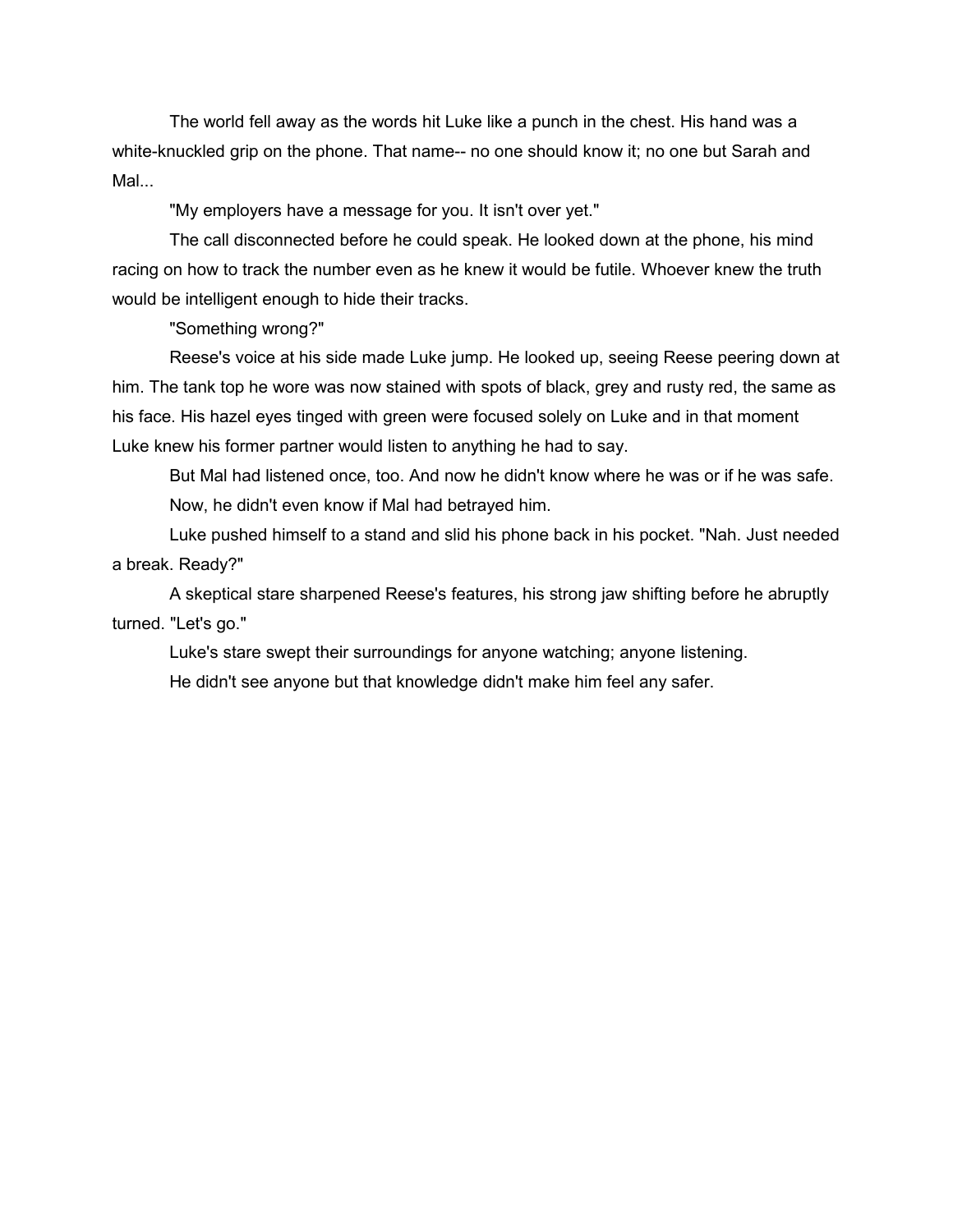The world fell away as the words hit Luke like a punch in the chest. His hand was a white-knuckled grip on the phone. That name-- no one should know it; no one but Sarah and Mal...

"My employers have a message for you. It isn't over yet."

The call disconnected before he could speak. He looked down at the phone, his mind racing on how to track the number even as he knew it would be futile. Whoever knew the truth would be intelligent enough to hide their tracks.

"Something wrong?"

Reese's voice at his side made Luke jump. He looked up, seeing Reese peering down at him. The tank top he wore was now stained with spots of black, grey and rusty red, the same as his face. His hazel eyes tinged with green were focused solely on Luke and in that moment Luke knew his former partner would listen to anything he had to say.

But Mal had listened once, too. And now he didn't know where he was or if he was safe.

Now, he didn't even know if Mal had betrayed him.

Luke pushed himself to a stand and slid his phone back in his pocket. "Nah. Just needed a break. Ready?"

A skeptical stare sharpened Reese's features, his strong jaw shifting before he abruptly turned. "Let's go."

Luke's stare swept their surroundings for anyone watching; anyone listening.

He didn't see anyone but that knowledge didn't make him feel any safer.